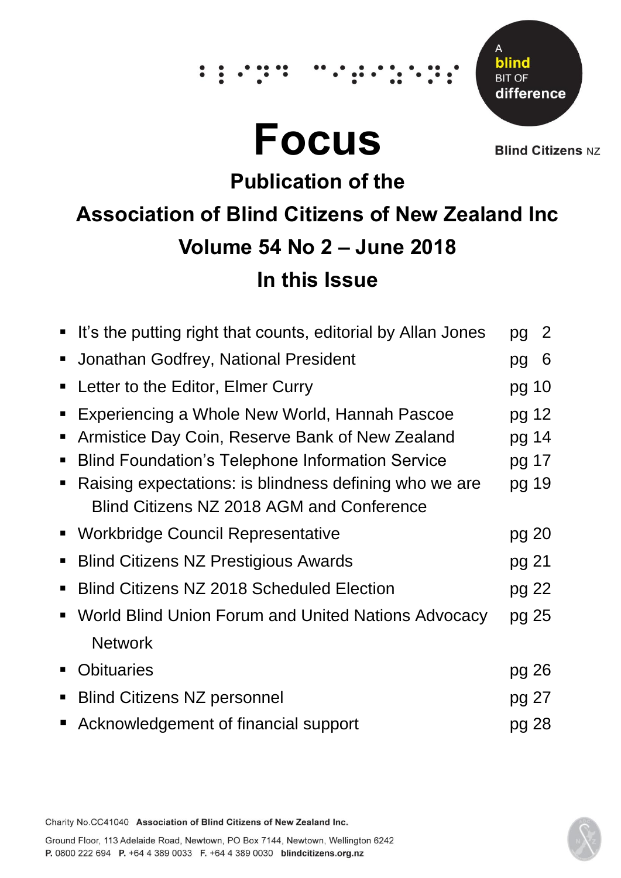A **blind** BIT OF **difference**

**Blind Citizens** NZ

# Focus

## Publication of the

## Association of Blind Citizens of New Zealand Inc

## Volume 54 No 2 – June 2018

## In this Issue

- It's the putting right that counts, editorial by Allan Jones pg 2
- Jonathan Godfrey, National President pg 6
- Letter to the Editor, Elmer Curry pg 10
- Experiencing a Whole New World, Hannah Pascoe pg 12
- Armistice Day Coin, Reserve Bank of New Zealand pg 14
- Blind Foundation's Telephone Information Service pg 17
- Raising expectations: is blindness defining who we are Blind Citizens NZ 2018 AGM and Conference pg 19
- Workbridge Council Representative pg 20
- Blind Citizens NZ Prestigious Awards pg 21
- Blind Citizens NZ 2018 Scheduled Election pg 22
- World Blind Union Forum and United Nations Advocacy Network pg 25
- Obituaries pg 26
- Blind Citizens NZ personnel pg 27
- Acknowledgement of financial support pg 28

Charity No.CC41040 **Association of Blind Citizens of New Zealand Inc.**

Ground Floor, 113 Adelaide Road, Newtown, PO Box 7144, Newtown, Wellington 6242
**P.** 0800 222 694 **P.** +64 4 389 0033 **F.** +64 4 389 0030 **blindcitizens.org.nz**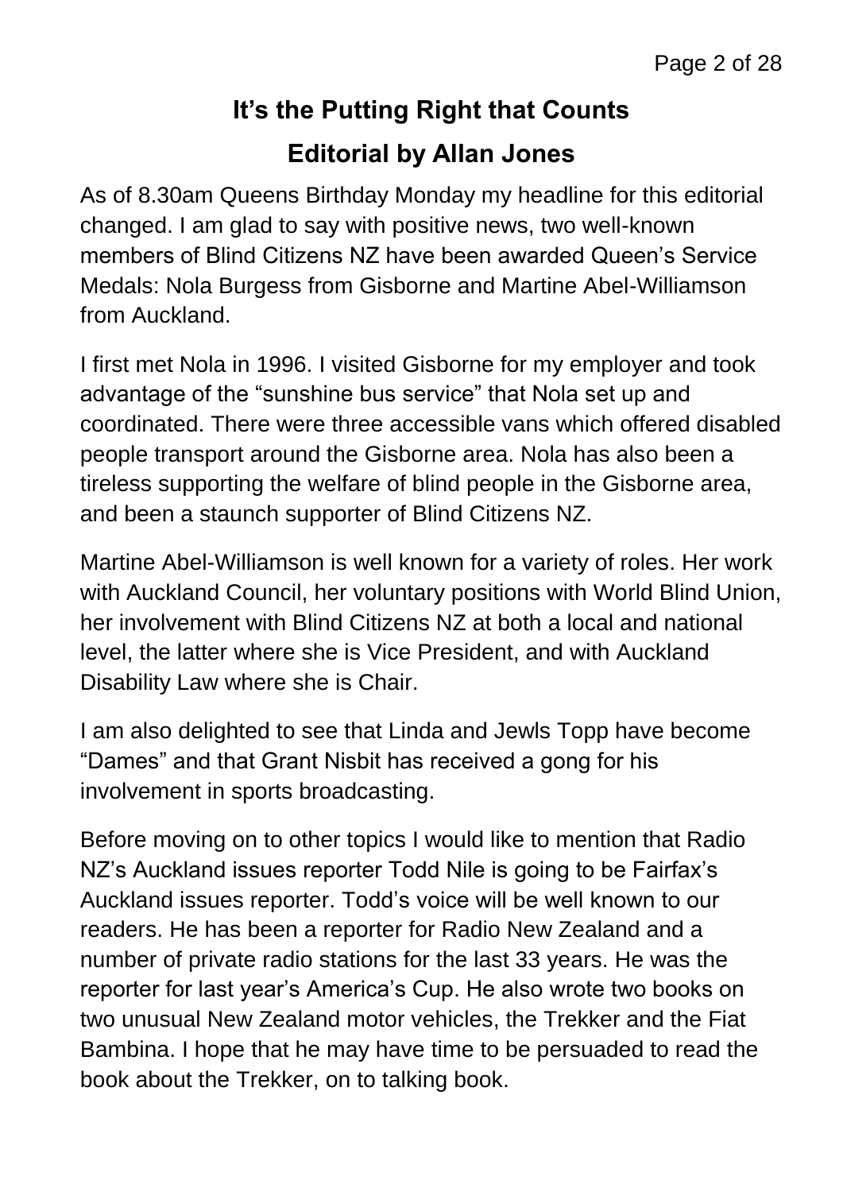## It's the Putting Right that Counts

## Editorial by Allan Jones

As of 8.30am Queens Birthday Monday my headline for this editorial changed. I am glad to say with positive news, two well-known members of Blind Citizens NZ have been awarded Queen's Service Medals: Nola Burgess from Gisborne and Martine Abel-Williamson from Auckland.

I first met Nola in 1996. I visited Gisborne for my employer and took advantage of the "sunshine bus service" that Nola set up and coordinated. There were three accessible vans which offered disabled people transport around the Gisborne area. Nola has also been a tireless supporting the welfare of blind people in the Gisborne area, and been a staunch supporter of Blind Citizens NZ.

Martine Abel-Williamson is well known for a variety of roles. Her work with Auckland Council, her voluntary positions with World Blind Union, her involvement with Blind Citizens NZ at both a local and national level, the latter where she is Vice President, and with Auckland Disability Law where she is Chair.

I am also delighted to see that Linda and Jewls Topp have become "Dames" and that Grant Nisbit has received a gong for his involvement in sports broadcasting.

Before moving on to other topics I would like to mention that Radio NZ's Auckland issues reporter Todd Nile is going to be Fairfax's Auckland issues reporter. Todd's voice will be well known to our readers. He has been a reporter for Radio New Zealand and a number of private radio stations for the last 33 years. He was the reporter for last year's America's Cup. He also wrote two books on two unusual New Zealand motor vehicles, the Trekker and the Fiat Bambina. I hope that he may have time to be persuaded to read the book about the Trekker, on to talking book.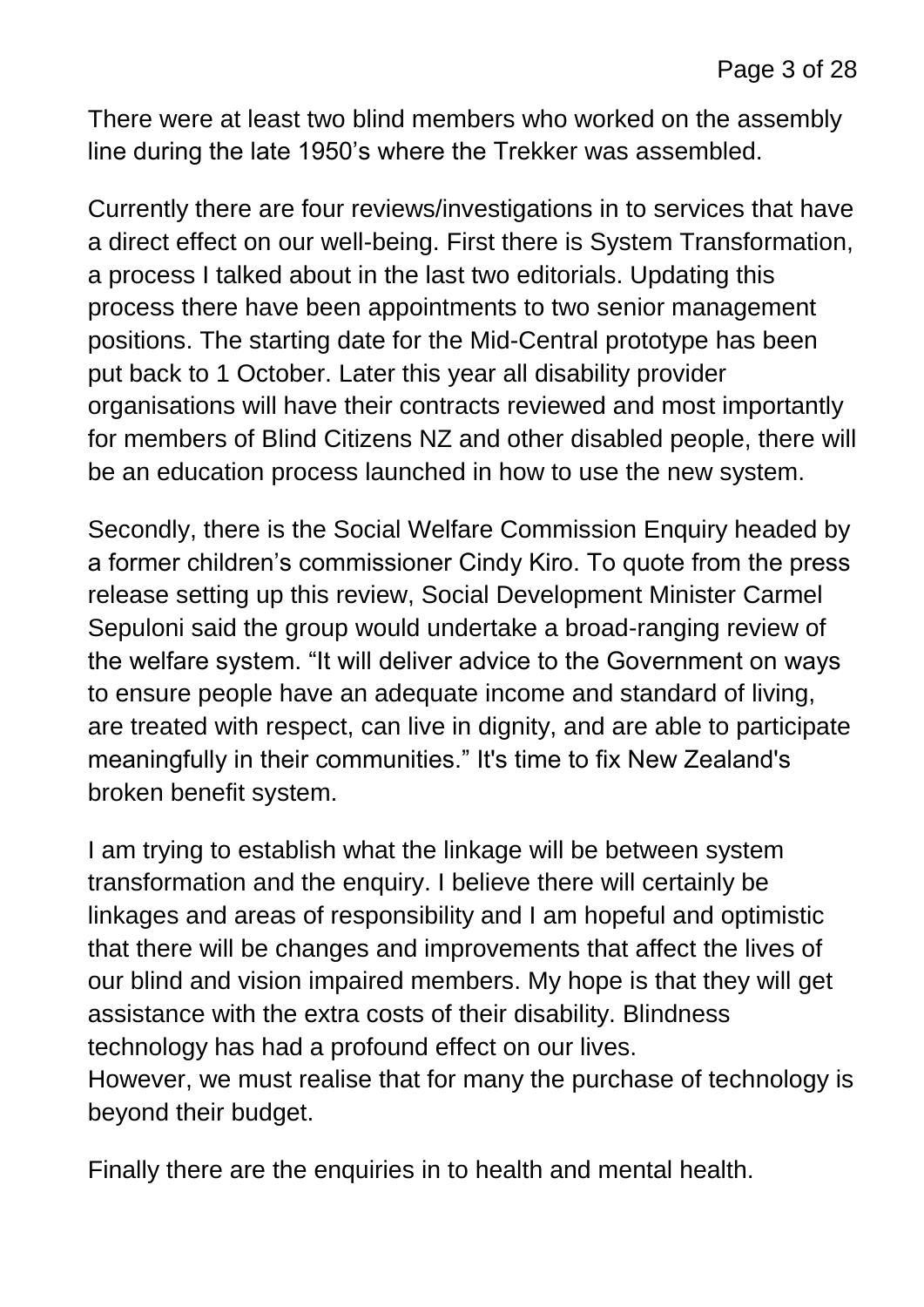There were at least two blind members who worked on the assembly line during the late 1950's where the Trekker was assembled.

Currently there are four reviews/investigations in to services that have a direct effect on our well-being. First there is System Transformation, a process I talked about in the last two editorials. Updating this process there have been appointments to two senior management positions. The starting date for the Mid-Central prototype has been put back to 1 October. Later this year all disability provider organisations will have their contracts reviewed and most importantly for members of Blind Citizens NZ and other disabled people, there will be an education process launched in how to use the new system.

Secondly, there is the Social Welfare Commission Enquiry headed by a former children's commissioner Cindy Kiro. To quote from the press release setting up this review, Social Development Minister Carmel Sepuloni said the group would undertake a broad-ranging review of the welfare system. "It will deliver advice to the Government on ways to ensure people have an adequate income and standard of living, are treated with respect, can live in dignity, and are able to participate meaningfully in their communities." It's time to fix New Zealand's broken benefit system.

I am trying to establish what the linkage will be between system transformation and the enquiry. I believe there will certainly be linkages and areas of responsibility and I am hopeful and optimistic that there will be changes and improvements that affect the lives of our blind and vision impaired members. My hope is that they will get assistance with the extra costs of their disability. Blindness technology has had a profound effect on our lives.
However, we must realise that for many the purchase of technology is beyond their budget.

Finally there are the enquiries in to health and mental health.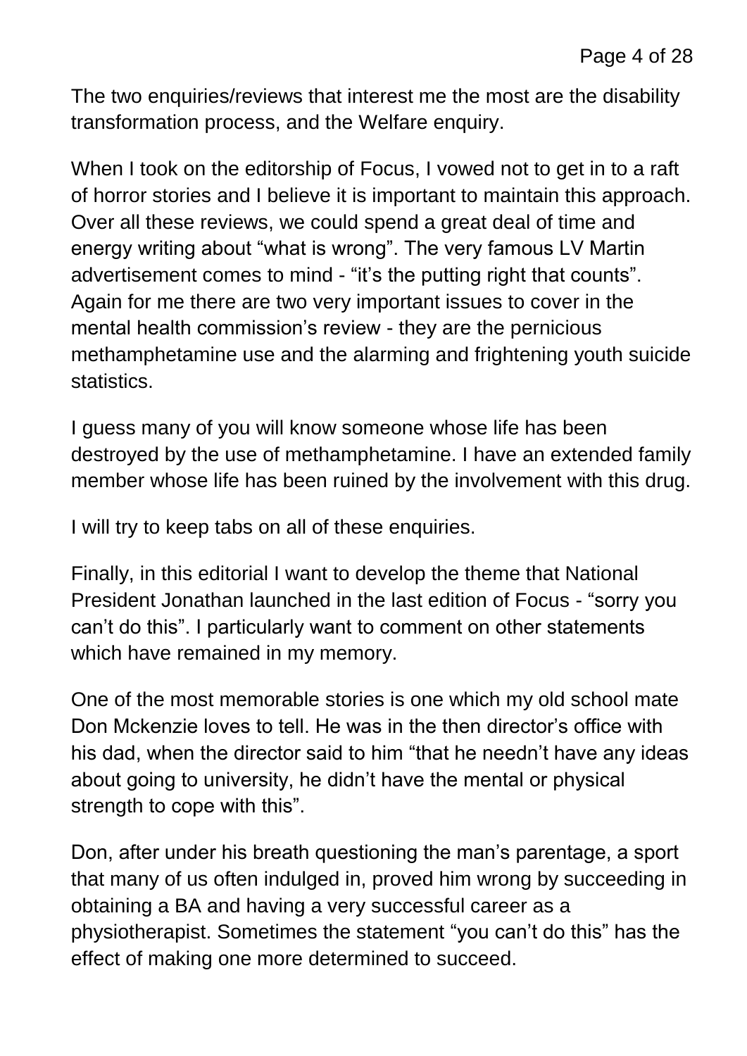The two enquiries/reviews that interest me the most are the disability transformation process, and the Welfare enquiry.

When I took on the editorship of Focus, I vowed not to get in to a raft of horror stories and I believe it is important to maintain this approach. Over all these reviews, we could spend a great deal of time and energy writing about "what is wrong". The very famous LV Martin advertisement comes to mind - "it's the putting right that counts". Again for me there are two very important issues to cover in the mental health commission's review - they are the pernicious methamphetamine use and the alarming and frightening youth suicide statistics.

I guess many of you will know someone whose life has been destroyed by the use of methamphetamine. I have an extended family member whose life has been ruined by the involvement with this drug.

I will try to keep tabs on all of these enquiries.

Finally, in this editorial I want to develop the theme that National President Jonathan launched in the last edition of Focus - "sorry you can't do this". I particularly want to comment on other statements which have remained in my memory.

One of the most memorable stories is one which my old school mate Don Mckenzie loves to tell. He was in the then director's office with his dad, when the director said to him "that he needn't have any ideas about going to university, he didn't have the mental or physical strength to cope with this".

Don, after under his breath questioning the man's parentage, a sport that many of us often indulged in, proved him wrong by succeeding in obtaining a BA and having a very successful career as a physiotherapist. Sometimes the statement "you can't do this" has the effect of making one more determined to succeed.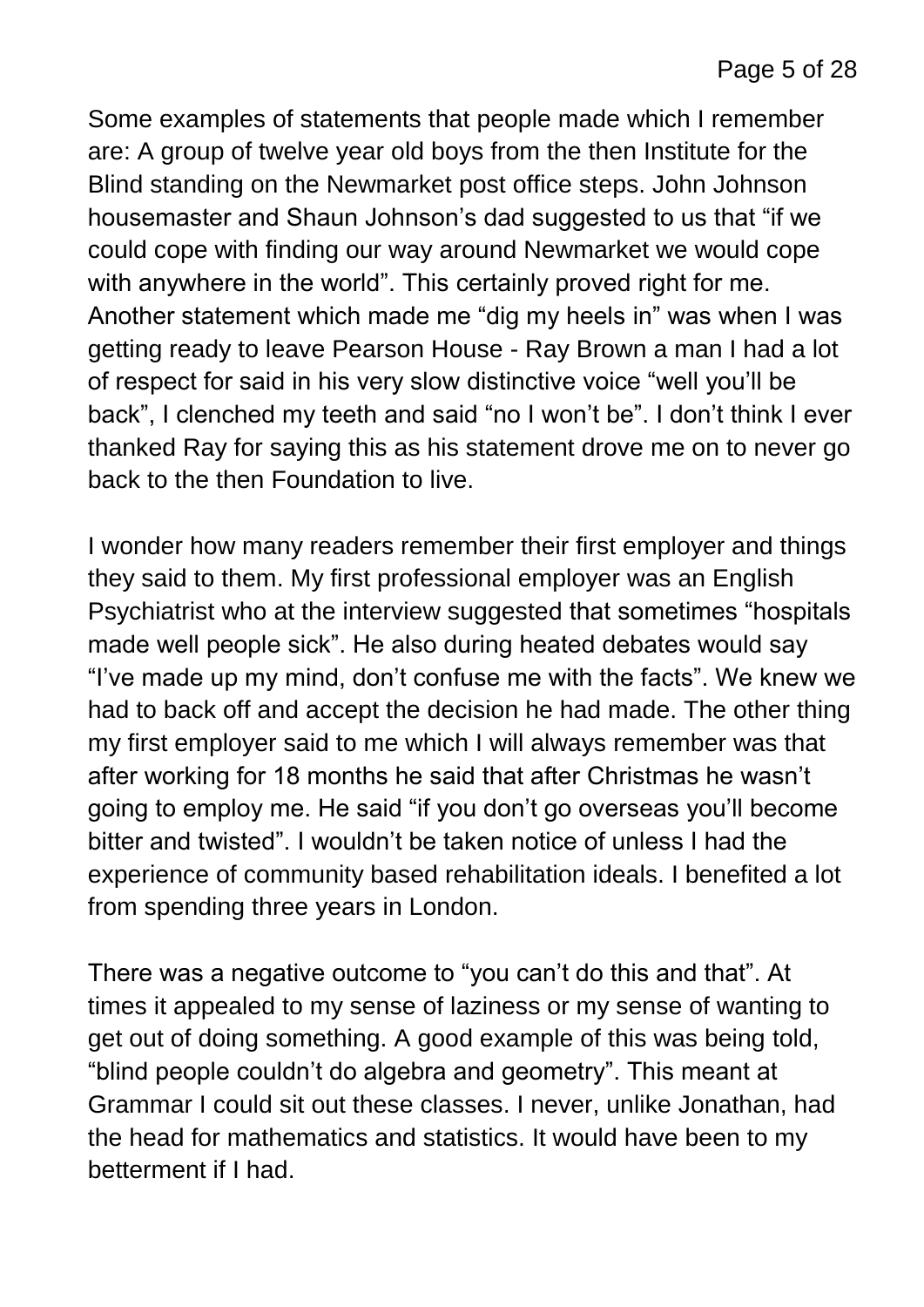Some examples of statements that people made which I remember are: A group of twelve year old boys from the then Institute for the Blind standing on the Newmarket post office steps. John Johnson housemaster and Shaun Johnson's dad suggested to us that "if we could cope with finding our way around Newmarket we would cope with anywhere in the world". This certainly proved right for me. Another statement which made me "dig my heels in" was when I was getting ready to leave Pearson House - Ray Brown a man I had a lot of respect for said in his very slow distinctive voice "well you'll be back", I clenched my teeth and said "no I won't be". I don't think I ever thanked Ray for saying this as his statement drove me on to never go back to the then Foundation to live.

I wonder how many readers remember their first employer and things they said to them. My first professional employer was an English Psychiatrist who at the interview suggested that sometimes "hospitals made well people sick". He also during heated debates would say "I've made up my mind, don't confuse me with the facts". We knew we had to back off and accept the decision he had made. The other thing my first employer said to me which I will always remember was that after working for 18 months he said that after Christmas he wasn't going to employ me. He said "if you don't go overseas you'll become bitter and twisted". I wouldn't be taken notice of unless I had the experience of community based rehabilitation ideals. I benefited a lot from spending three years in London.

There was a negative outcome to "you can't do this and that". At times it appealed to my sense of laziness or my sense of wanting to get out of doing something. A good example of this was being told, "blind people couldn't do algebra and geometry". This meant at Grammar I could sit out these classes. I never, unlike Jonathan, had the head for mathematics and statistics. It would have been to my betterment if I had.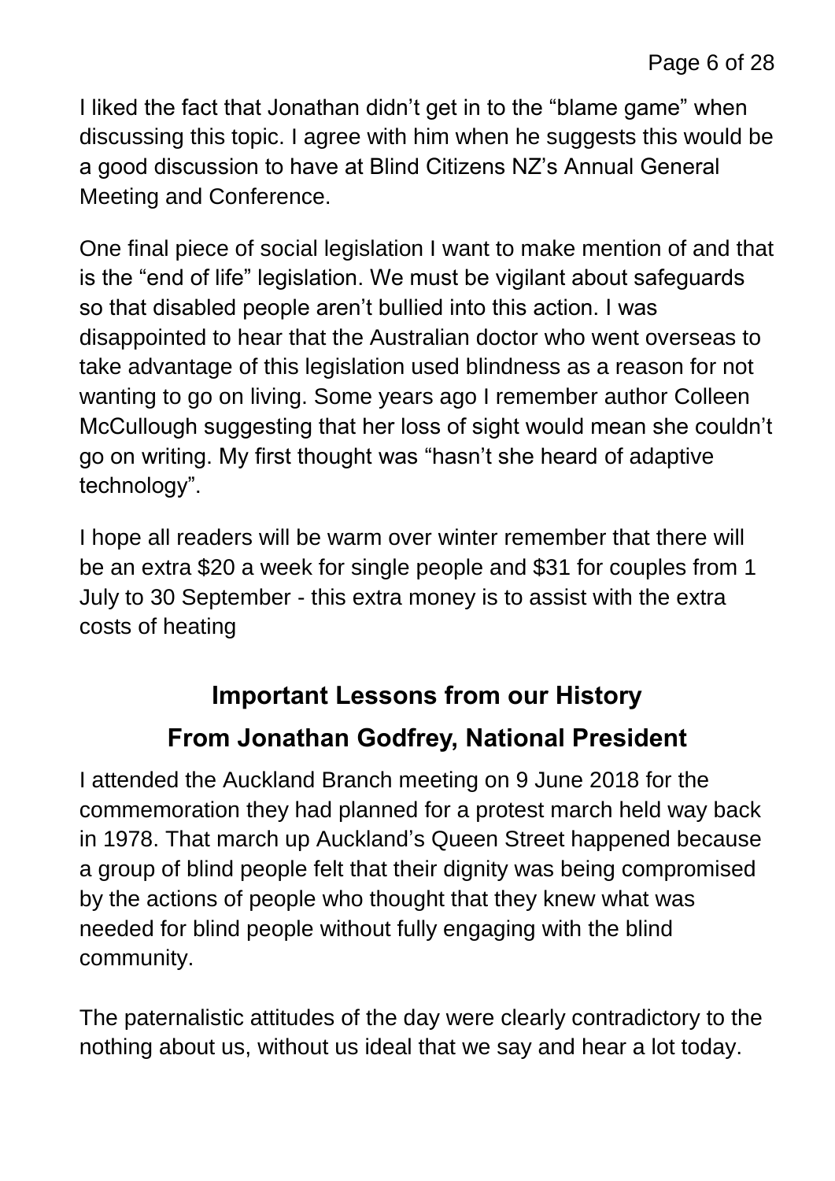I liked the fact that Jonathan didn't get in to the "blame game" when discussing this topic. I agree with him when he suggests this would be a good discussion to have at Blind Citizens NZ's Annual General Meeting and Conference.

One final piece of social legislation I want to make mention of and that is the "end of life" legislation. We must be vigilant about safeguards so that disabled people aren't bullied into this action. I was disappointed to hear that the Australian doctor who went overseas to take advantage of this legislation used blindness as a reason for not wanting to go on living. Some years ago I remember author Colleen McCullough suggesting that her loss of sight would mean she couldn't go on writing. My first thought was "hasn't she heard of adaptive technology".

I hope all readers will be warm over winter remember that there will be an extra $20 a week for single people and $31 for couples from 1 July to 30 September - this extra money is to assist with the extra costs of heating

## Important Lessons from our History

## From Jonathan Godfrey, National President

I attended the Auckland Branch meeting on 9 June 2018 for the commemoration they had planned for a protest march held way back in 1978. That march up Auckland's Queen Street happened because a group of blind people felt that their dignity was being compromised by the actions of people who thought that they knew what was needed for blind people without fully engaging with the blind community.

The paternalistic attitudes of the day were clearly contradictory to the nothing about us, without us ideal that we say and hear a lot today.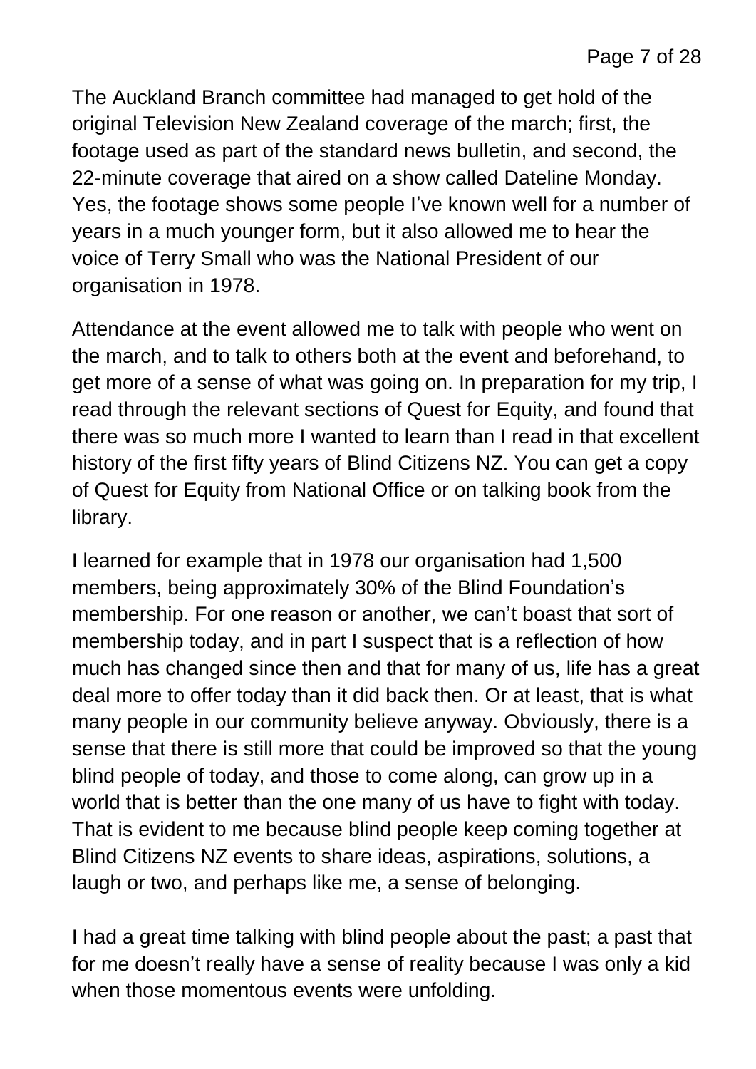The Auckland Branch committee had managed to get hold of the original Television New Zealand coverage of the march; first, the footage used as part of the standard news bulletin, and second, the 22-minute coverage that aired on a show called Dateline Monday. Yes, the footage shows some people I've known well for a number of years in a much younger form, but it also allowed me to hear the voice of Terry Small who was the National President of our organisation in 1978.

Attendance at the event allowed me to talk with people who went on the march, and to talk to others both at the event and beforehand, to get more of a sense of what was going on. In preparation for my trip, I read through the relevant sections of Quest for Equity, and found that there was so much more I wanted to learn than I read in that excellent history of the first fifty years of Blind Citizens NZ. You can get a copy of Quest for Equity from National Office or on talking book from the library.

I learned for example that in 1978 our organisation had 1,500 members, being approximately 30% of the Blind Foundation's membership. For one reason or another, we can't boast that sort of membership today, and in part I suspect that is a reflection of how much has changed since then and that for many of us, life has a great deal more to offer today than it did back then. Or at least, that is what many people in our community believe anyway. Obviously, there is a sense that there is still more that could be improved so that the young blind people of today, and those to come along, can grow up in a world that is better than the one many of us have to fight with today. That is evident to me because blind people keep coming together at Blind Citizens NZ events to share ideas, aspirations, solutions, a laugh or two, and perhaps like me, a sense of belonging.

I had a great time talking with blind people about the past; a past that for me doesn't really have a sense of reality because I was only a kid when those momentous events were unfolding.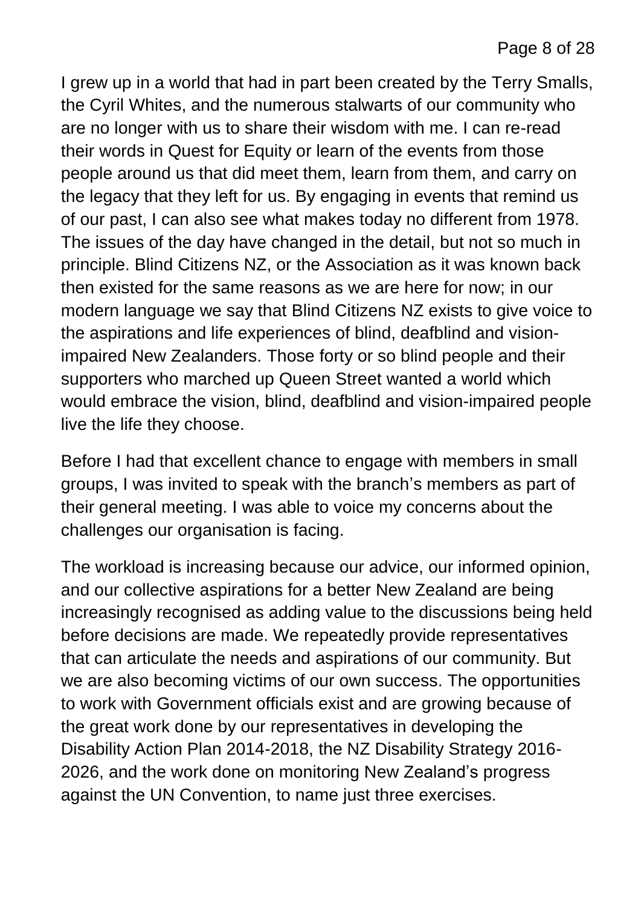I grew up in a world that had in part been created by the Terry Smalls, the Cyril Whites, and the numerous stalwarts of our community who are no longer with us to share their wisdom with me. I can re-read their words in Quest for Equity or learn of the events from those people around us that did meet them, learn from them, and carry on the legacy that they left for us. By engaging in events that remind us of our past, I can also see what makes today no different from 1978. The issues of the day have changed in the detail, but not so much in principle. Blind Citizens NZ, or the Association as it was known back then existed for the same reasons as we are here for now; in our modern language we say that Blind Citizens NZ exists to give voice to the aspirations and life experiences of blind, deafblind and vision-impaired New Zealanders. Those forty or so blind people and their supporters who marched up Queen Street wanted a world which would embrace the vision, blind, deafblind and vision-impaired people live the life they choose.

Before I had that excellent chance to engage with members in small groups, I was invited to speak with the branch's members as part of their general meeting. I was able to voice my concerns about the challenges our organisation is facing.

The workload is increasing because our advice, our informed opinion, and our collective aspirations for a better New Zealand are being increasingly recognised as adding value to the discussions being held before decisions are made. We repeatedly provide representatives that can articulate the needs and aspirations of our community. But we are also becoming victims of our own success. The opportunities to work with Government officials exist and are growing because of the great work done by our representatives in developing the Disability Action Plan 2014-2018, the NZ Disability Strategy 2016-2026, and the work done on monitoring New Zealand's progress against the UN Convention, to name just three exercises.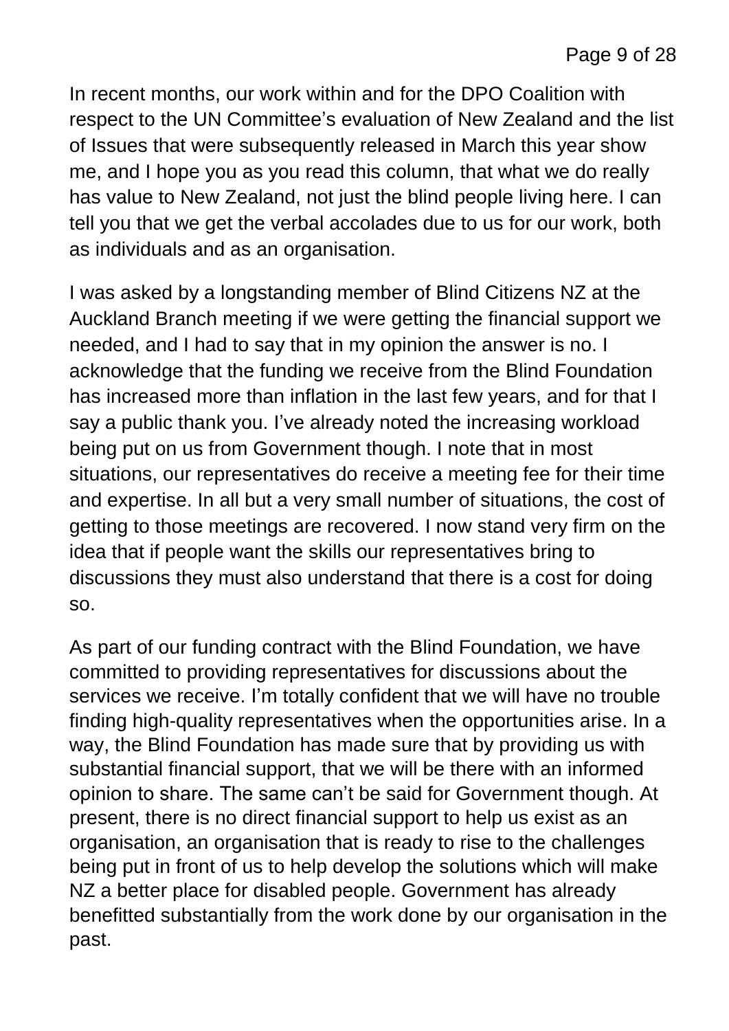In recent months, our work within and for the DPO Coalition with respect to the UN Committee's evaluation of New Zealand and the list of Issues that were subsequently released in March this year show me, and I hope you as you read this column, that what we do really has value to New Zealand, not just the blind people living here. I can tell you that we get the verbal accolades due to us for our work, both as individuals and as an organisation.

I was asked by a longstanding member of Blind Citizens NZ at the Auckland Branch meeting if we were getting the financial support we needed, and I had to say that in my opinion the answer is no. I acknowledge that the funding we receive from the Blind Foundation has increased more than inflation in the last few years, and for that I say a public thank you. I've already noted the increasing workload being put on us from Government though. I note that in most situations, our representatives do receive a meeting fee for their time and expertise. In all but a very small number of situations, the cost of getting to those meetings are recovered. I now stand very firm on the idea that if people want the skills our representatives bring to discussions they must also understand that there is a cost for doing so.

As part of our funding contract with the Blind Foundation, we have committed to providing representatives for discussions about the services we receive. I'm totally confident that we will have no trouble finding high-quality representatives when the opportunities arise. In a way, the Blind Foundation has made sure that by providing us with substantial financial support, that we will be there with an informed opinion to share. The same can't be said for Government though. At present, there is no direct financial support to help us exist as an organisation, an organisation that is ready to rise to the challenges being put in front of us to help develop the solutions which will make NZ a better place for disabled people. Government has already benefitted substantially from the work done by our organisation in the past.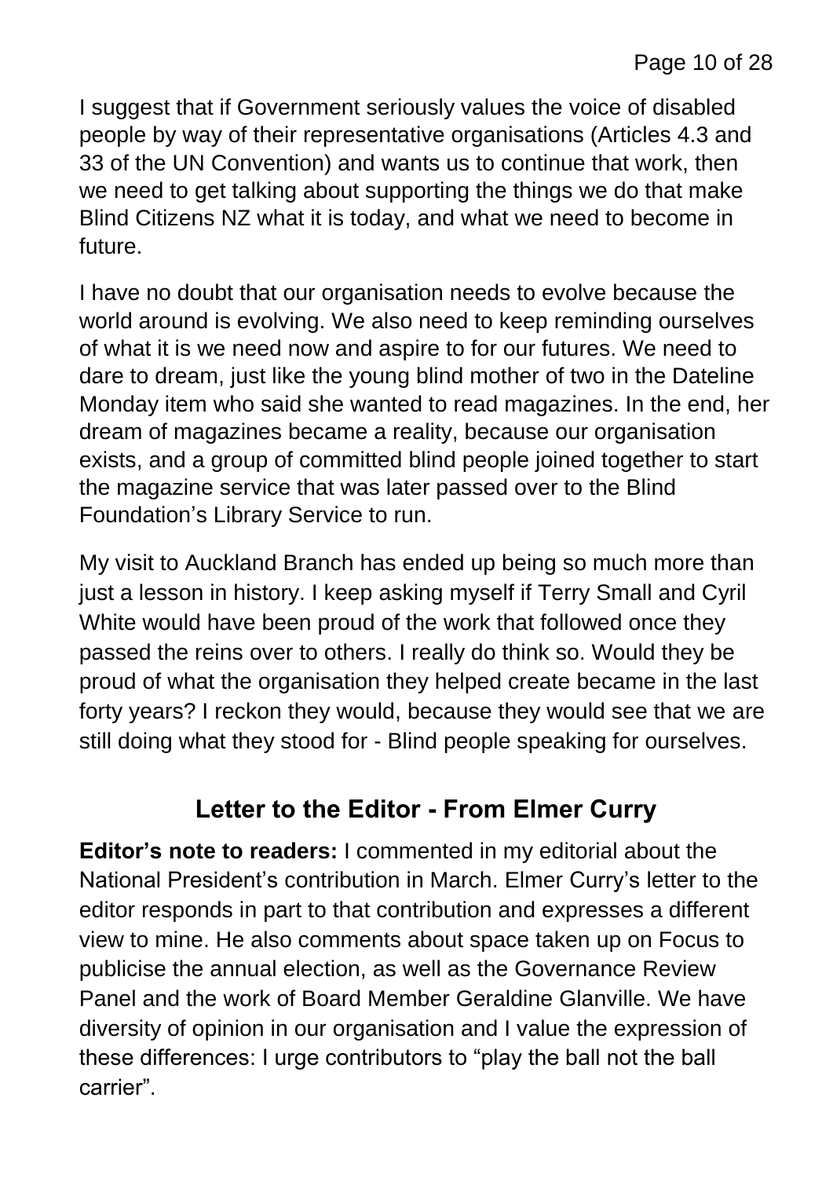I suggest that if Government seriously values the voice of disabled people by way of their representative organisations (Articles 4.3 and 33 of the UN Convention) and wants us to continue that work, then we need to get talking about supporting the things we do that make Blind Citizens NZ what it is today, and what we need to become in future.

I have no doubt that our organisation needs to evolve because the world around is evolving. We also need to keep reminding ourselves of what it is we need now and aspire to for our futures. We need to dare to dream, just like the young blind mother of two in the Dateline Monday item who said she wanted to read magazines. In the end, her dream of magazines became a reality, because our organisation exists, and a group of committed blind people joined together to start the magazine service that was later passed over to the Blind Foundation's Library Service to run.

My visit to Auckland Branch has ended up being so much more than just a lesson in history. I keep asking myself if Terry Small and Cyril White would have been proud of the work that followed once they passed the reins over to others. I really do think so. Would they be proud of what the organisation they helped create became in the last forty years? I reckon they would, because they would see that we are still doing what they stood for - Blind people speaking for ourselves.

## Letter to the Editor - From Elmer Curry

**Editor's note to readers:** I commented in my editorial about the National President's contribution in March. Elmer Curry's letter to the editor responds in part to that contribution and expresses a different view to mine. He also comments about space taken up on Focus to publicise the annual election, as well as the Governance Review Panel and the work of Board Member Geraldine Glanville. We have diversity of opinion in our organisation and I value the expression of these differences: I urge contributors to "play the ball not the ball carrier".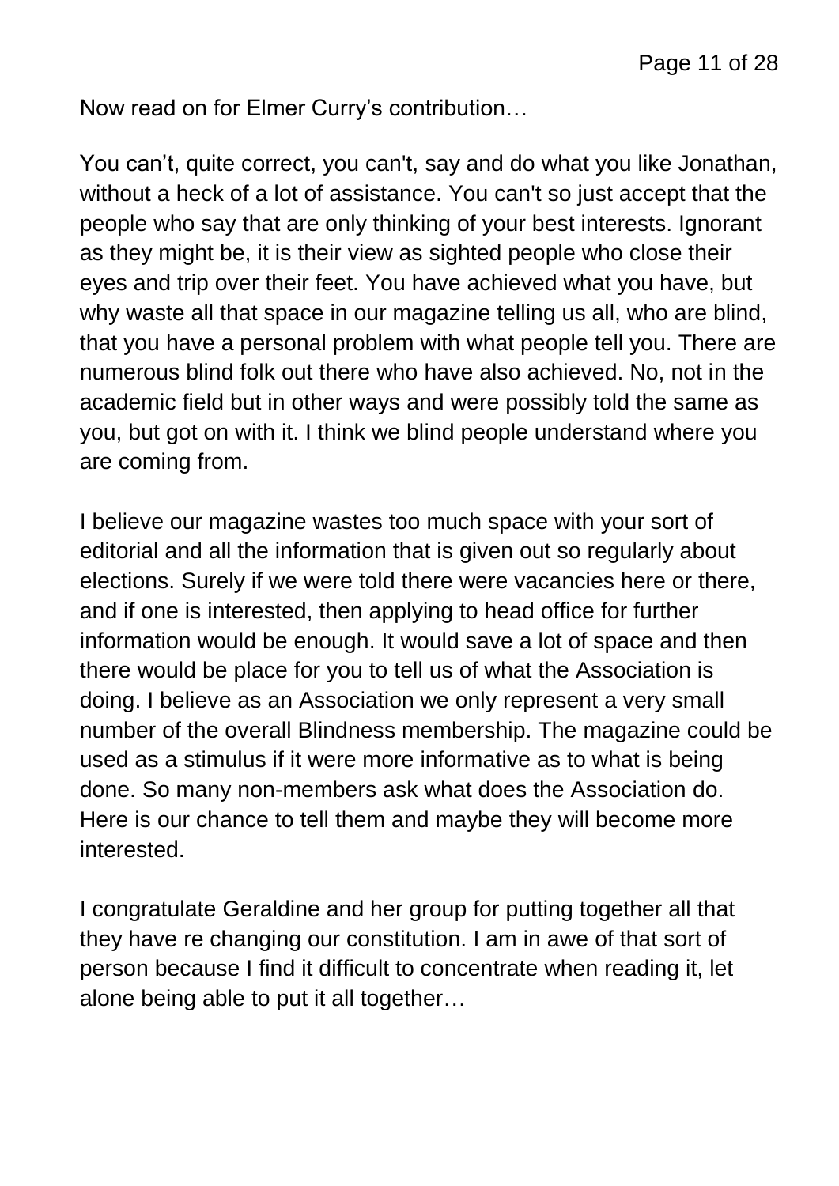Now read on for Elmer Curry's contribution…

You can't, quite correct, you can't, say and do what you like Jonathan, without a heck of a lot of assistance. You can't so just accept that the people who say that are only thinking of your best interests. Ignorant as they might be, it is their view as sighted people who close their eyes and trip over their feet. You have achieved what you have, but why waste all that space in our magazine telling us all, who are blind, that you have a personal problem with what people tell you. There are numerous blind folk out there who have also achieved. No, not in the academic field but in other ways and were possibly told the same as you, but got on with it. I think we blind people understand where you are coming from.

I believe our magazine wastes too much space with your sort of editorial and all the information that is given out so regularly about elections. Surely if we were told there were vacancies here or there, and if one is interested, then applying to head office for further information would be enough. It would save a lot of space and then there would be place for you to tell us of what the Association is doing. I believe as an Association we only represent a very small number of the overall Blindness membership. The magazine could be used as a stimulus if it were more informative as to what is being done. So many non-members ask what does the Association do. Here is our chance to tell them and maybe they will become more interested.

I congratulate Geraldine and her group for putting together all that they have re changing our constitution. I am in awe of that sort of person because I find it difficult to concentrate when reading it, let alone being able to put it all together…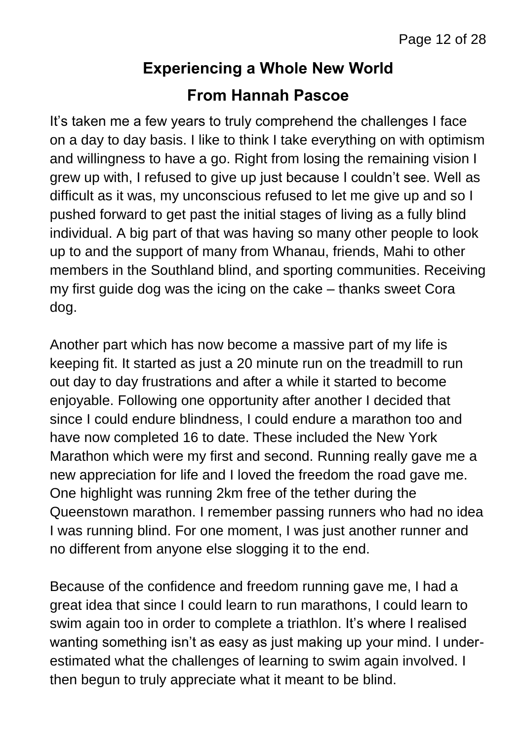# Experiencing a Whole New World

## From Hannah Pascoe

It's taken me a few years to truly comprehend the challenges I face on a day to day basis. I like to think I take everything on with optimism and willingness to have a go. Right from losing the remaining vision I grew up with, I refused to give up just because I couldn't see. Well as difficult as it was, my unconscious refused to let me give up and so I pushed forward to get past the initial stages of living as a fully blind individual. A big part of that was having so many other people to look up to and the support of many from Whanau, friends, Mahi to other members in the Southland blind, and sporting communities. Receiving my first guide dog was the icing on the cake – thanks sweet Cora dog.

Another part which has now become a massive part of my life is keeping fit. It started as just a 20 minute run on the treadmill to run out day to day frustrations and after a while it started to become enjoyable. Following one opportunity after another I decided that since I could endure blindness, I could endure a marathon too and have now completed 16 to date. These included the New York Marathon which were my first and second. Running really gave me a new appreciation for life and I loved the freedom the road gave me. One highlight was running 2km free of the tether during the Queenstown marathon. I remember passing runners who had no idea I was running blind. For one moment, I was just another runner and no different from anyone else slogging it to the end.

Because of the confidence and freedom running gave me, I had a great idea that since I could learn to run marathons, I could learn to swim again too in order to complete a triathlon. It's where I realised wanting something isn't as easy as just making up your mind. I under-estimated what the challenges of learning to swim again involved. I then begun to truly appreciate what it meant to be blind.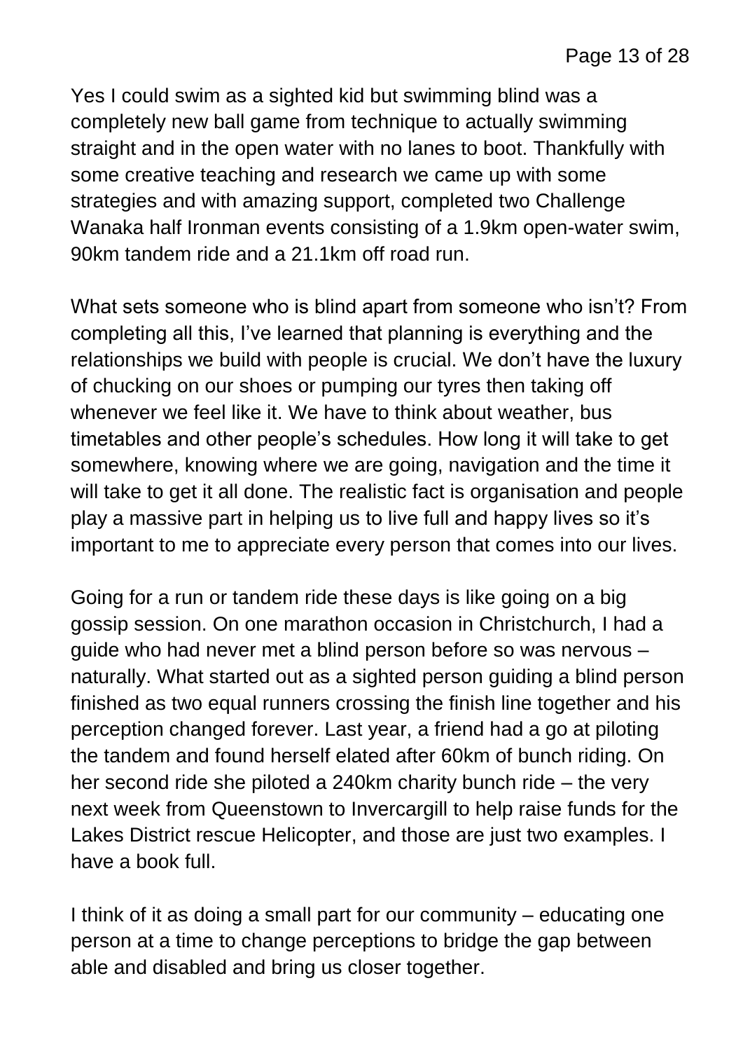Yes I could swim as a sighted kid but swimming blind was a completely new ball game from technique to actually swimming straight and in the open water with no lanes to boot. Thankfully with some creative teaching and research we came up with some strategies and with amazing support, completed two Challenge Wanaka half Ironman events consisting of a 1.9km open-water swim, 90km tandem ride and a 21.1km off road run.

What sets someone who is blind apart from someone who isn't? From completing all this, I've learned that planning is everything and the relationships we build with people is crucial. We don't have the luxury of chucking on our shoes or pumping our tyres then taking off whenever we feel like it. We have to think about weather, bus timetables and other people's schedules. How long it will take to get somewhere, knowing where we are going, navigation and the time it will take to get it all done. The realistic fact is organisation and people play a massive part in helping us to live full and happy lives so it's important to me to appreciate every person that comes into our lives.

Going for a run or tandem ride these days is like going on a big gossip session. On one marathon occasion in Christchurch, I had a guide who had never met a blind person before so was nervous – naturally. What started out as a sighted person guiding a blind person finished as two equal runners crossing the finish line together and his perception changed forever. Last year, a friend had a go at piloting the tandem and found herself elated after 60km of bunch riding. On her second ride she piloted a 240km charity bunch ride – the very next week from Queenstown to Invercargill to help raise funds for the Lakes District rescue Helicopter, and those are just two examples. I have a book full.

I think of it as doing a small part for our community – educating one person at a time to change perceptions to bridge the gap between able and disabled and bring us closer together.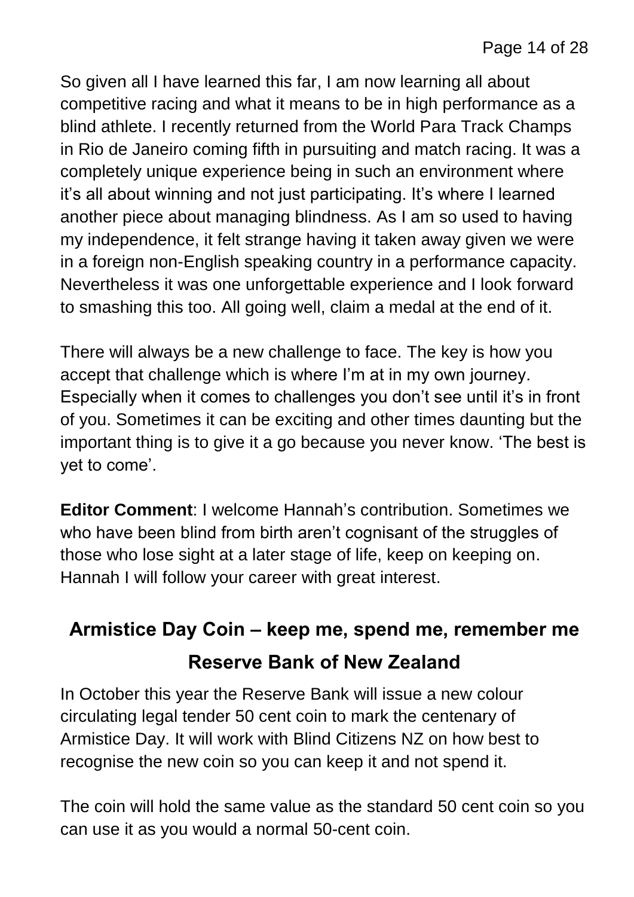So given all I have learned this far, I am now learning all about competitive racing and what it means to be in high performance as a blind athlete. I recently returned from the World Para Track Champs in Rio de Janeiro coming fifth in pursuiting and match racing. It was a completely unique experience being in such an environment where it's all about winning and not just participating. It's where I learned another piece about managing blindness. As I am so used to having my independence, it felt strange having it taken away given we were in a foreign non-English speaking country in a performance capacity. Nevertheless it was one unforgettable experience and I look forward to smashing this too. All going well, claim a medal at the end of it.

There will always be a new challenge to face. The key is how you accept that challenge which is where I'm at in my own journey. Especially when it comes to challenges you don't see until it's in front of you. Sometimes it can be exciting and other times daunting but the important thing is to give it a go because you never know. 'The best is yet to come'.

**Editor Comment**: I welcome Hannah's contribution. Sometimes we who have been blind from birth aren't cognisant of the struggles of those who lose sight at a later stage of life, keep on keeping on. Hannah I will follow your career with great interest.

## Armistice Day Coin – keep me, spend me, remember me

## Reserve Bank of New Zealand

In October this year the Reserve Bank will issue a new colour circulating legal tender 50 cent coin to mark the centenary of Armistice Day. It will work with Blind Citizens NZ on how best to recognise the new coin so you can keep it and not spend it.

The coin will hold the same value as the standard 50 cent coin so you can use it as you would a normal 50-cent coin.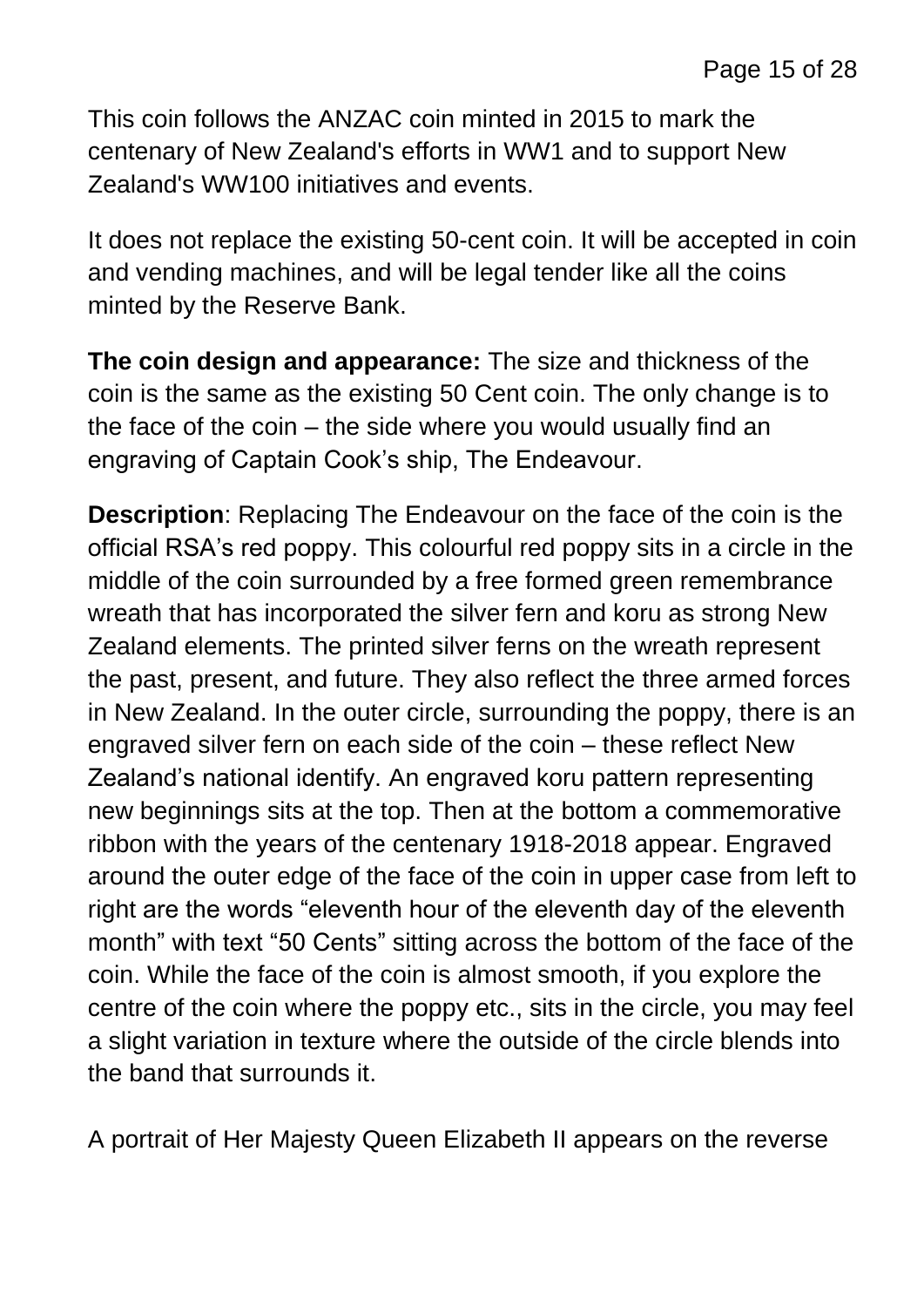This coin follows the ANZAC coin minted in 2015 to mark the centenary of New Zealand's efforts in WW1 and to support New Zealand's WW100 initiatives and events.

It does not replace the existing 50-cent coin. It will be accepted in coin and vending machines, and will be legal tender like all the coins minted by the Reserve Bank.

**The coin design and appearance:** The size and thickness of the coin is the same as the existing 50 Cent coin. The only change is to the face of the coin – the side where you would usually find an engraving of Captain Cook's ship, The Endeavour.

**Description**: Replacing The Endeavour on the face of the coin is the official RSA's red poppy. This colourful red poppy sits in a circle in the middle of the coin surrounded by a free formed green remembrance wreath that has incorporated the silver fern and koru as strong New Zealand elements. The printed silver ferns on the wreath represent the past, present, and future. They also reflect the three armed forces in New Zealand. In the outer circle, surrounding the poppy, there is an engraved silver fern on each side of the coin – these reflect New Zealand's national identify. An engraved koru pattern representing new beginnings sits at the top. Then at the bottom a commemorative ribbon with the years of the centenary 1918-2018 appear. Engraved around the outer edge of the face of the coin in upper case from left to right are the words "eleventh hour of the eleventh day of the eleventh month" with text "50 Cents" sitting across the bottom of the face of the coin. While the face of the coin is almost smooth, if you explore the centre of the coin where the poppy etc., sits in the circle, you may feel a slight variation in texture where the outside of the circle blends into the band that surrounds it.

A portrait of Her Majesty Queen Elizabeth II appears on the reverse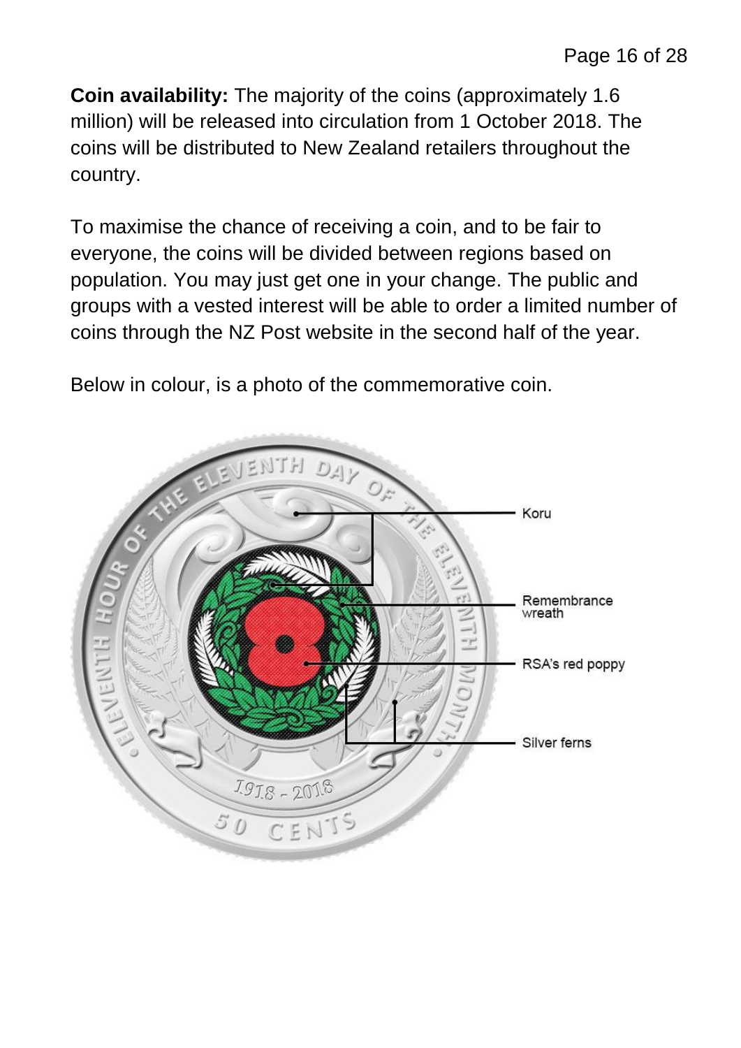**Coin availability:** The majority of the coins (approximately 1.6 million) will be released into circulation from 1 October 2018. The coins will be distributed to New Zealand retailers throughout the country.

To maximise the chance of receiving a coin, and to be fair to everyone, the coins will be divided between regions based on population. You may just get one in your change. The public and groups with a vested interest will be able to order a limited number of coins through the NZ Post website in the second half of the year.

Below in colour, is a photo of the commemorative coin.

Koru

Remembrance wreath

RSA's red poppy

Silver ferns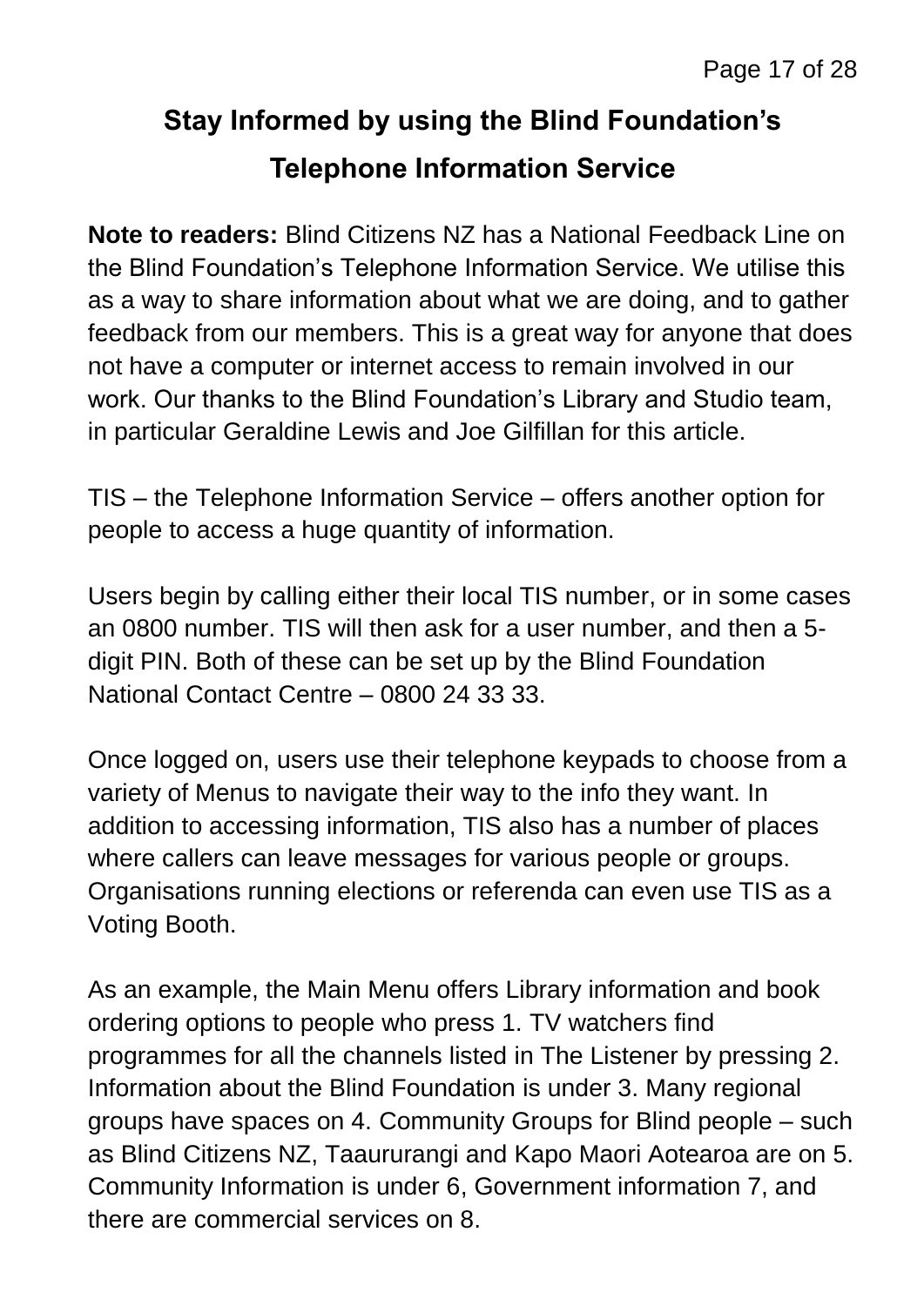# Stay Informed by using the Blind Foundation's Telephone Information Service

**Note to readers:** Blind Citizens NZ has a National Feedback Line on the Blind Foundation's Telephone Information Service. We utilise this as a way to share information about what we are doing, and to gather feedback from our members. This is a great way for anyone that does not have a computer or internet access to remain involved in our work. Our thanks to the Blind Foundation's Library and Studio team, in particular Geraldine Lewis and Joe Gilfillan for this article.

TIS – the Telephone Information Service – offers another option for people to access a huge quantity of information.

Users begin by calling either their local TIS number, or in some cases an 0800 number. TIS will then ask for a user number, and then a 5-digit PIN. Both of these can be set up by the Blind Foundation National Contact Centre – 0800 24 33 33.

Once logged on, users use their telephone keypads to choose from a variety of Menus to navigate their way to the info they want. In addition to accessing information, TIS also has a number of places where callers can leave messages for various people or groups. Organisations running elections or referenda can even use TIS as a Voting Booth.

As an example, the Main Menu offers Library information and book ordering options to people who press 1. TV watchers find programmes for all the channels listed in The Listener by pressing 2. Information about the Blind Foundation is under 3. Many regional groups have spaces on 4. Community Groups for Blind people – such as Blind Citizens NZ, Taaururangi and Kapo Maori Aotearoa are on 5. Community Information is under 6, Government information 7, and there are commercial services on 8.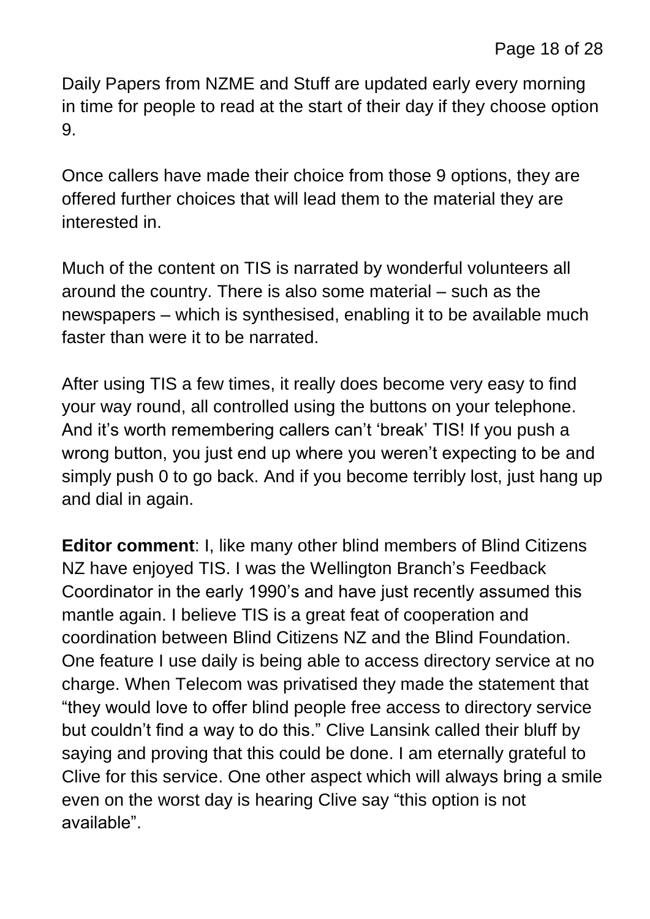Daily Papers from NZME and Stuff are updated early every morning in time for people to read at the start of their day if they choose option 9.

Once callers have made their choice from those 9 options, they are offered further choices that will lead them to the material they are interested in.

Much of the content on TIS is narrated by wonderful volunteers all around the country. There is also some material – such as the newspapers – which is synthesised, enabling it to be available much faster than were it to be narrated.

After using TIS a few times, it really does become very easy to find your way round, all controlled using the buttons on your telephone. And it's worth remembering callers can't 'break' TIS! If you push a wrong button, you just end up where you weren't expecting to be and simply push 0 to go back. And if you become terribly lost, just hang up and dial in again.

**Editor comment**: I, like many other blind members of Blind Citizens NZ have enjoyed TIS. I was the Wellington Branch's Feedback Coordinator in the early 1990's and have just recently assumed this mantle again. I believe TIS is a great feat of cooperation and coordination between Blind Citizens NZ and the Blind Foundation. One feature I use daily is being able to access directory service at no charge. When Telecom was privatised they made the statement that "they would love to offer blind people free access to directory service but couldn't find a way to do this." Clive Lansink called their bluff by saying and proving that this could be done. I am eternally grateful to Clive for this service. One other aspect which will always bring a smile even on the worst day is hearing Clive say "this option is not available".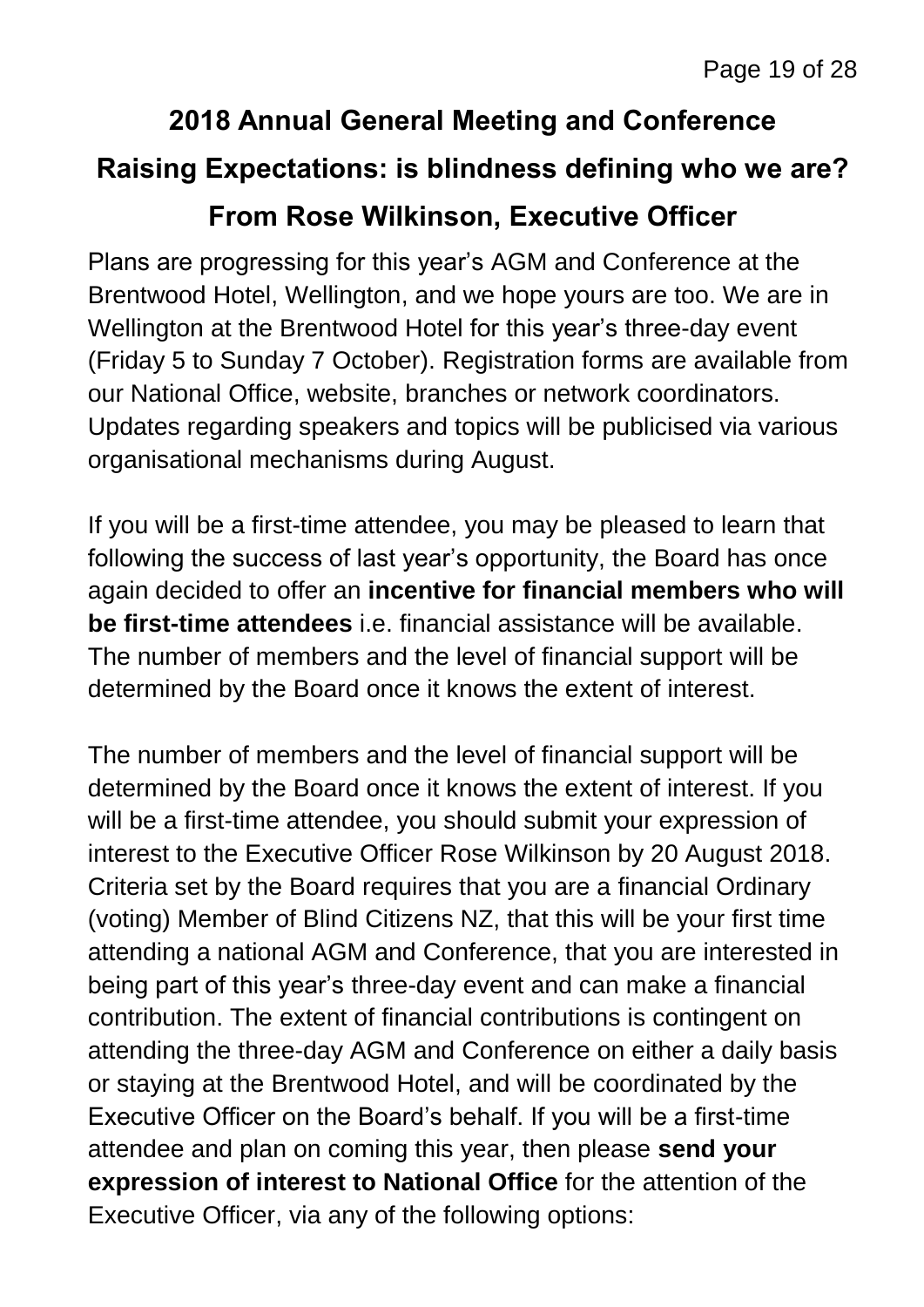## 2018 Annual General Meeting and Conference

## Raising Expectations: is blindness defining who we are?

## From Rose Wilkinson, Executive Officer

Plans are progressing for this year's AGM and Conference at the Brentwood Hotel, Wellington, and we hope yours are too. We are in Wellington at the Brentwood Hotel for this year's three-day event (Friday 5 to Sunday 7 October). Registration forms are available from our National Office, website, branches or network coordinators. Updates regarding speakers and topics will be publicised via various organisational mechanisms during August.

If you will be a first-time attendee, you may be pleased to learn that following the success of last year's opportunity, the Board has once again decided to offer an **incentive for financial members who will be first-time attendees** i.e. financial assistance will be available. The number of members and the level of financial support will be determined by the Board once it knows the extent of interest.

The number of members and the level of financial support will be determined by the Board once it knows the extent of interest. If you will be a first-time attendee, you should submit your expression of interest to the Executive Officer Rose Wilkinson by 20 August 2018. Criteria set by the Board requires that you are a financial Ordinary (voting) Member of Blind Citizens NZ, that this will be your first time attending a national AGM and Conference, that you are interested in being part of this year's three-day event and can make a financial contribution. The extent of financial contributions is contingent on attending the three-day AGM and Conference on either a daily basis or staying at the Brentwood Hotel, and will be coordinated by the Executive Officer on the Board's behalf. If you will be a first-time attendee and plan on coming this year, then please **send your expression of interest to National Office** for the attention of the Executive Officer, via any of the following options: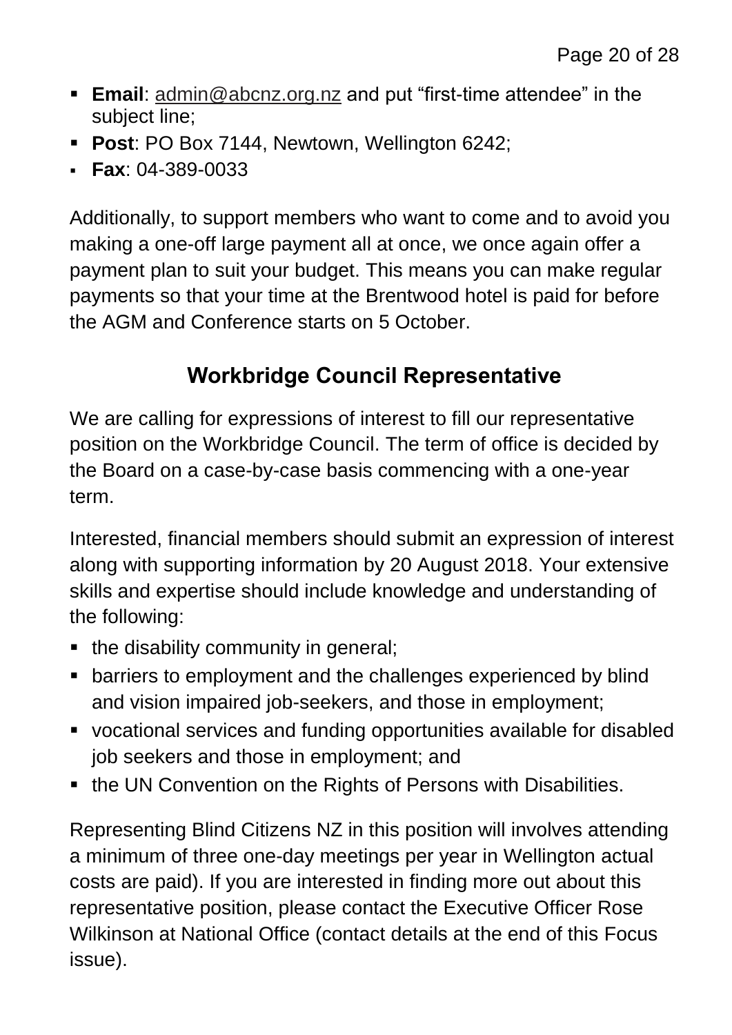- **Email**: admin@abcnz.org.nz and put “first-time attendee” in the subject line;
- **Post**: PO Box 7144, Newtown, Wellington 6242;
- **Fax**: 04-389-0033

Additionally, to support members who want to come and to avoid you making a one-off large payment all at once, we once again offer a payment plan to suit your budget. This means you can make regular payments so that your time at the Brentwood hotel is paid for before the AGM and Conference starts on 5 October.

## Workbridge Council Representative

We are calling for expressions of interest to fill our representative position on the Workbridge Council. The term of office is decided by the Board on a case-by-case basis commencing with a one-year term.

Interested, financial members should submit an expression of interest along with supporting information by 20 August 2018. Your extensive skills and expertise should include knowledge and understanding of the following:

- the disability community in general;
- barriers to employment and the challenges experienced by blind and vision impaired job-seekers, and those in employment;
- vocational services and funding opportunities available for disabled job seekers and those in employment; and
- the UN Convention on the Rights of Persons with Disabilities.

Representing Blind Citizens NZ in this position will involves attending a minimum of three one-day meetings per year in Wellington actual costs are paid). If you are interested in finding more out about this representative position, please contact the Executive Officer Rose Wilkinson at National Office (contact details at the end of this Focus issue).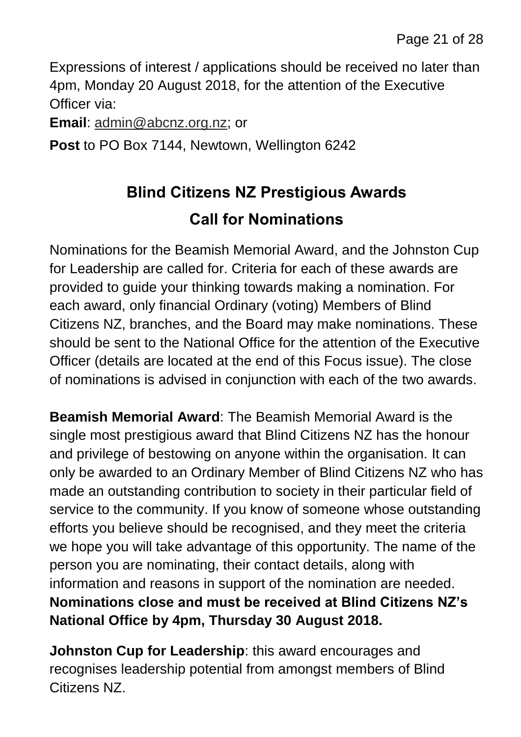Expressions of interest / applications should be received no later than 4pm, Monday 20 August 2018, for the attention of the Executive Officer via:

**Email**: admin@abcnz.org.nz; or

**Post** to PO Box 7144, Newtown, Wellington 6242

## Blind Citizens NZ Prestigious Awards

## Call for Nominations

Nominations for the Beamish Memorial Award, and the Johnston Cup for Leadership are called for. Criteria for each of these awards are provided to guide your thinking towards making a nomination. For each award, only financial Ordinary (voting) Members of Blind Citizens NZ, branches, and the Board may make nominations. These should be sent to the National Office for the attention of the Executive Officer (details are located at the end of this Focus issue). The close of nominations is advised in conjunction with each of the two awards.

**Beamish Memorial Award**: The Beamish Memorial Award is the single most prestigious award that Blind Citizens NZ has the honour and privilege of bestowing on anyone within the organisation. It can only be awarded to an Ordinary Member of Blind Citizens NZ who has made an outstanding contribution to society in their particular field of service to the community. If you know of someone whose outstanding efforts you believe should be recognised, and they meet the criteria we hope you will take advantage of this opportunity. The name of the person you are nominating, their contact details, along with information and reasons in support of the nomination are needed. **Nominations close and must be received at Blind Citizens NZ's National Office by 4pm, Thursday 30 August 2018.**

**Johnston Cup for Leadership**: this award encourages and recognises leadership potential from amongst members of Blind Citizens NZ.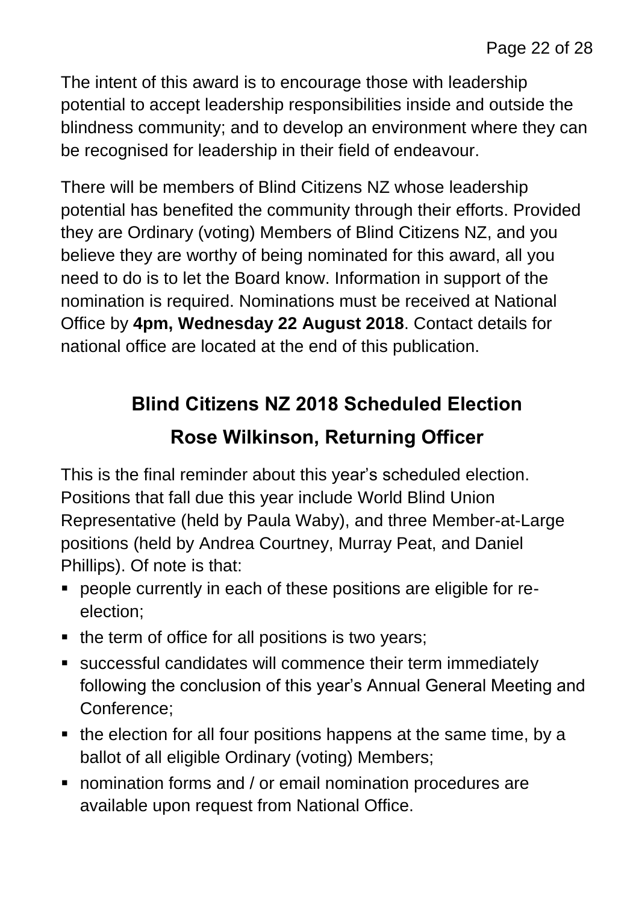The intent of this award is to encourage those with leadership potential to accept leadership responsibilities inside and outside the blindness community; and to develop an environment where they can be recognised for leadership in their field of endeavour.

There will be members of Blind Citizens NZ whose leadership potential has benefited the community through their efforts. Provided they are Ordinary (voting) Members of Blind Citizens NZ, and you believe they are worthy of being nominated for this award, all you need to do is to let the Board know. Information in support of the nomination is required. Nominations must be received at National Office by **4pm, Wednesday 22 August 2018**. Contact details for national office are located at the end of this publication.

## Blind Citizens NZ 2018 Scheduled Election

## Rose Wilkinson, Returning Officer

This is the final reminder about this year's scheduled election. Positions that fall due this year include World Blind Union Representative (held by Paula Waby), and three Member-at-Large positions (held by Andrea Courtney, Murray Peat, and Daniel Phillips). Of note is that:

- people currently in each of these positions are eligible for re-election;
- the term of office for all positions is two years;
- successful candidates will commence their term immediately following the conclusion of this year's Annual General Meeting and Conference;
- the election for all four positions happens at the same time, by a ballot of all eligible Ordinary (voting) Members;
- nomination forms and / or email nomination procedures are available upon request from National Office.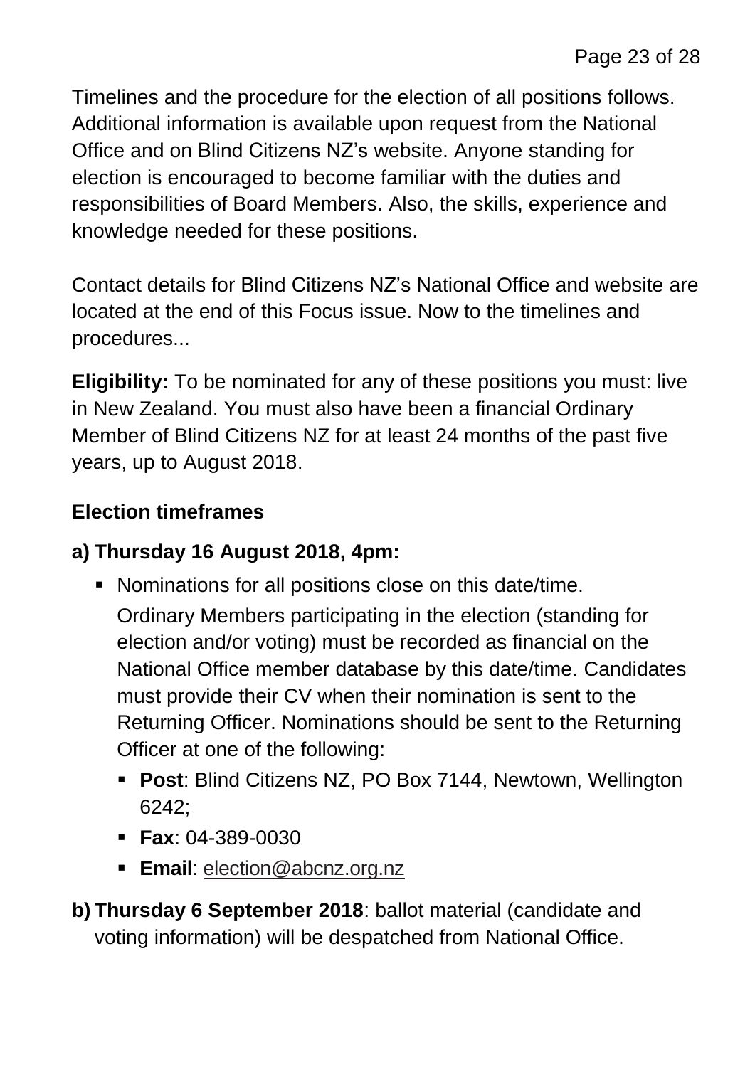Timelines and the procedure for the election of all positions follows. Additional information is available upon request from the National Office and on Blind Citizens NZ's website. Anyone standing for election is encouraged to become familiar with the duties and responsibilities of Board Members. Also, the skills, experience and knowledge needed for these positions.

Contact details for Blind Citizens NZ's National Office and website are located at the end of this Focus issue. Now to the timelines and procedures...

**Eligibility:** To be nominated for any of these positions you must: live in New Zealand. You must also have been a financial Ordinary Member of Blind Citizens NZ for at least 24 months of the past five years, up to August 2018.

### Election timeframes

**a) Thursday 16 August 2018, 4pm:**

- Nominations for all positions close on this date/time.

  Ordinary Members participating in the election (standing for election and/or voting) must be recorded as financial on the National Office member database by this date/time. Candidates must provide their CV when their nomination is sent to the Returning Officer. Nominations should be sent to the Returning Officer at one of the following:

  - **Post**: Blind Citizens NZ, PO Box 7144, Newtown, Wellington 6242;
  - **Fax**: 04-389-0030
  - **Email**: election@abcnz.org.nz

**b) Thursday 6 September 2018**: ballot material (candidate and voting information) will be despatched from National Office.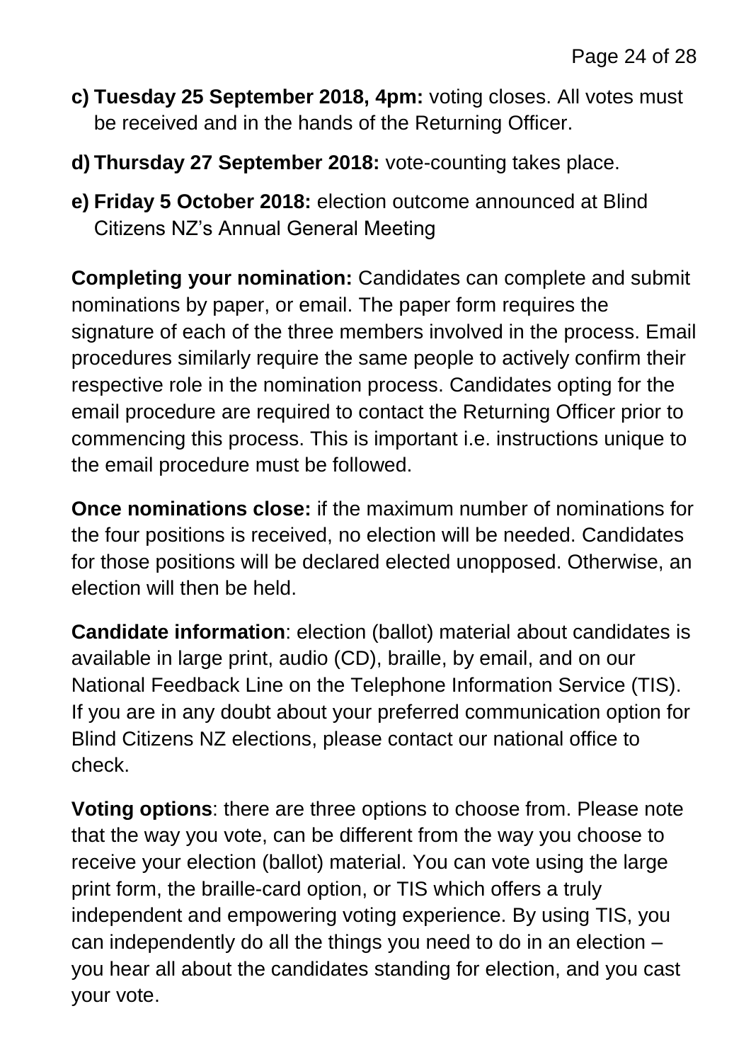c) **Tuesday 25 September 2018, 4pm:** voting closes. All votes must be received and in the hands of the Returning Officer.

d) **Thursday 27 September 2018:** vote-counting takes place.

e) **Friday 5 October 2018:** election outcome announced at Blind Citizens NZ's Annual General Meeting

**Completing your nomination:** Candidates can complete and submit nominations by paper, or email. The paper form requires the signature of each of the three members involved in the process. Email procedures similarly require the same people to actively confirm their respective role in the nomination process. Candidates opting for the email procedure are required to contact the Returning Officer prior to commencing this process. This is important i.e. instructions unique to the email procedure must be followed.

**Once nominations close:** if the maximum number of nominations for the four positions is received, no election will be needed. Candidates for those positions will be declared elected unopposed. Otherwise, an election will then be held.

**Candidate information**: election (ballot) material about candidates is available in large print, audio (CD), braille, by email, and on our National Feedback Line on the Telephone Information Service (TIS). If you are in any doubt about your preferred communication option for Blind Citizens NZ elections, please contact our national office to check.

**Voting options**: there are three options to choose from. Please note that the way you vote, can be different from the way you choose to receive your election (ballot) material. You can vote using the large print form, the braille-card option, or TIS which offers a truly independent and empowering voting experience. By using TIS, you can independently do all the things you need to do in an election – you hear all about the candidates standing for election, and you cast your vote.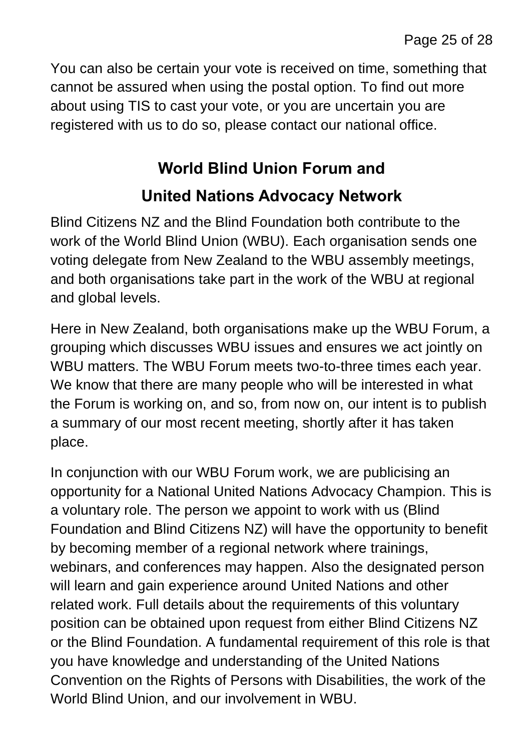You can also be certain your vote is received on time, something that cannot be assured when using the postal option. To find out more about using TIS to cast your vote, or you are uncertain you are registered with us to do so, please contact our national office.

## World Blind Union Forum and United Nations Advocacy Network

Blind Citizens NZ and the Blind Foundation both contribute to the work of the World Blind Union (WBU). Each organisation sends one voting delegate from New Zealand to the WBU assembly meetings, and both organisations take part in the work of the WBU at regional and global levels.

Here in New Zealand, both organisations make up the WBU Forum, a grouping which discusses WBU issues and ensures we act jointly on WBU matters. The WBU Forum meets two-to-three times each year. We know that there are many people who will be interested in what the Forum is working on, and so, from now on, our intent is to publish a summary of our most recent meeting, shortly after it has taken place.

In conjunction with our WBU Forum work, we are publicising an opportunity for a National United Nations Advocacy Champion. This is a voluntary role. The person we appoint to work with us (Blind Foundation and Blind Citizens NZ) will have the opportunity to benefit by becoming member of a regional network where trainings, webinars, and conferences may happen. Also the designated person will learn and gain experience around United Nations and other related work. Full details about the requirements of this voluntary position can be obtained upon request from either Blind Citizens NZ or the Blind Foundation. A fundamental requirement of this role is that you have knowledge and understanding of the United Nations Convention on the Rights of Persons with Disabilities, the work of the World Blind Union, and our involvement in WBU.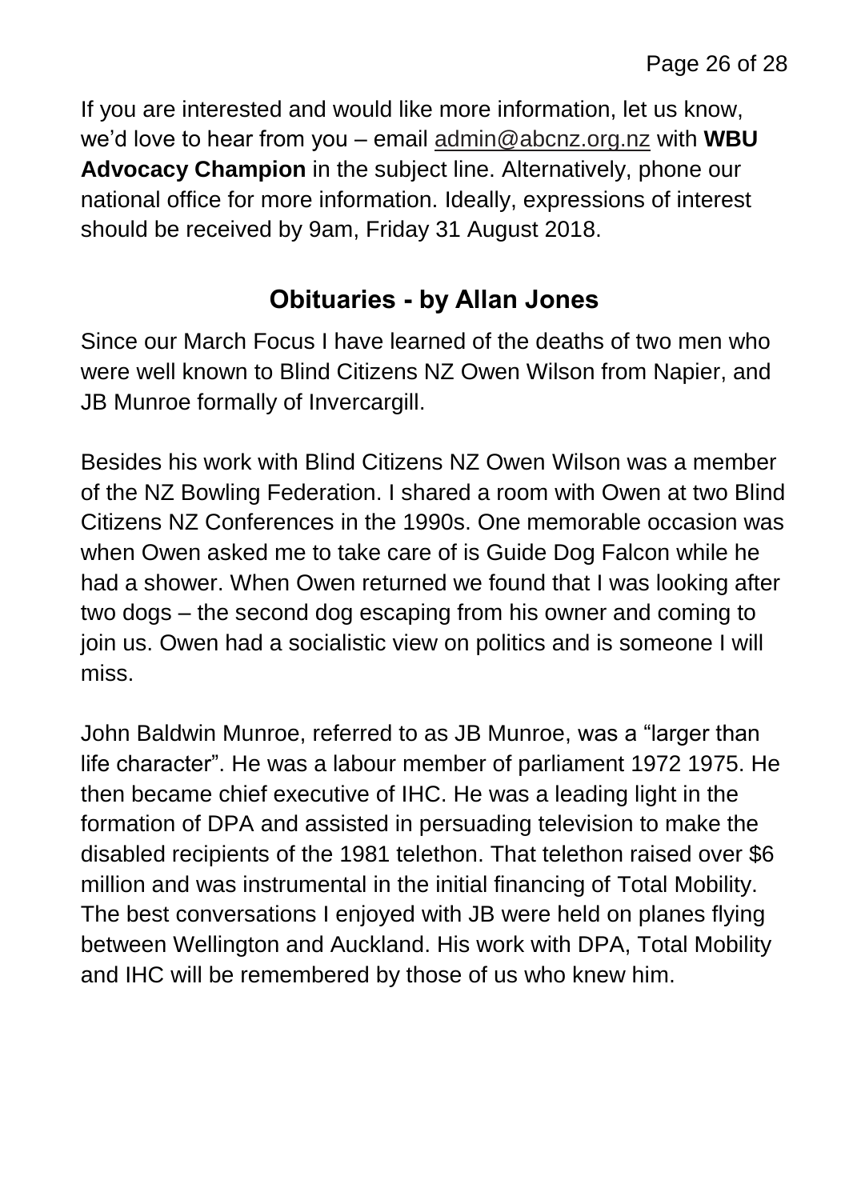If you are interested and would like more information, let us know, we'd love to hear from you – email admin@abcnz.org.nz with **WBU Advocacy Champion** in the subject line. Alternatively, phone our national office for more information. Ideally, expressions of interest should be received by 9am, Friday 31 August 2018.

## Obituaries - by Allan Jones

Since our March Focus I have learned of the deaths of two men who were well known to Blind Citizens NZ Owen Wilson from Napier, and JB Munroe formally of Invercargill.

Besides his work with Blind Citizens NZ Owen Wilson was a member of the NZ Bowling Federation. I shared a room with Owen at two Blind Citizens NZ Conferences in the 1990s. One memorable occasion was when Owen asked me to take care of is Guide Dog Falcon while he had a shower. When Owen returned we found that I was looking after two dogs – the second dog escaping from his owner and coming to join us. Owen had a socialistic view on politics and is someone I will miss.

John Baldwin Munroe, referred to as JB Munroe, was a "larger than life character". He was a labour member of parliament 1972 1975. He then became chief executive of IHC. He was a leading light in the formation of DPA and assisted in persuading television to make the disabled recipients of the 1981 telethon. That telethon raised over $6 million and was instrumental in the initial financing of Total Mobility. The best conversations I enjoyed with JB were held on planes flying between Wellington and Auckland. His work with DPA, Total Mobility and IHC will be remembered by those of us who knew him.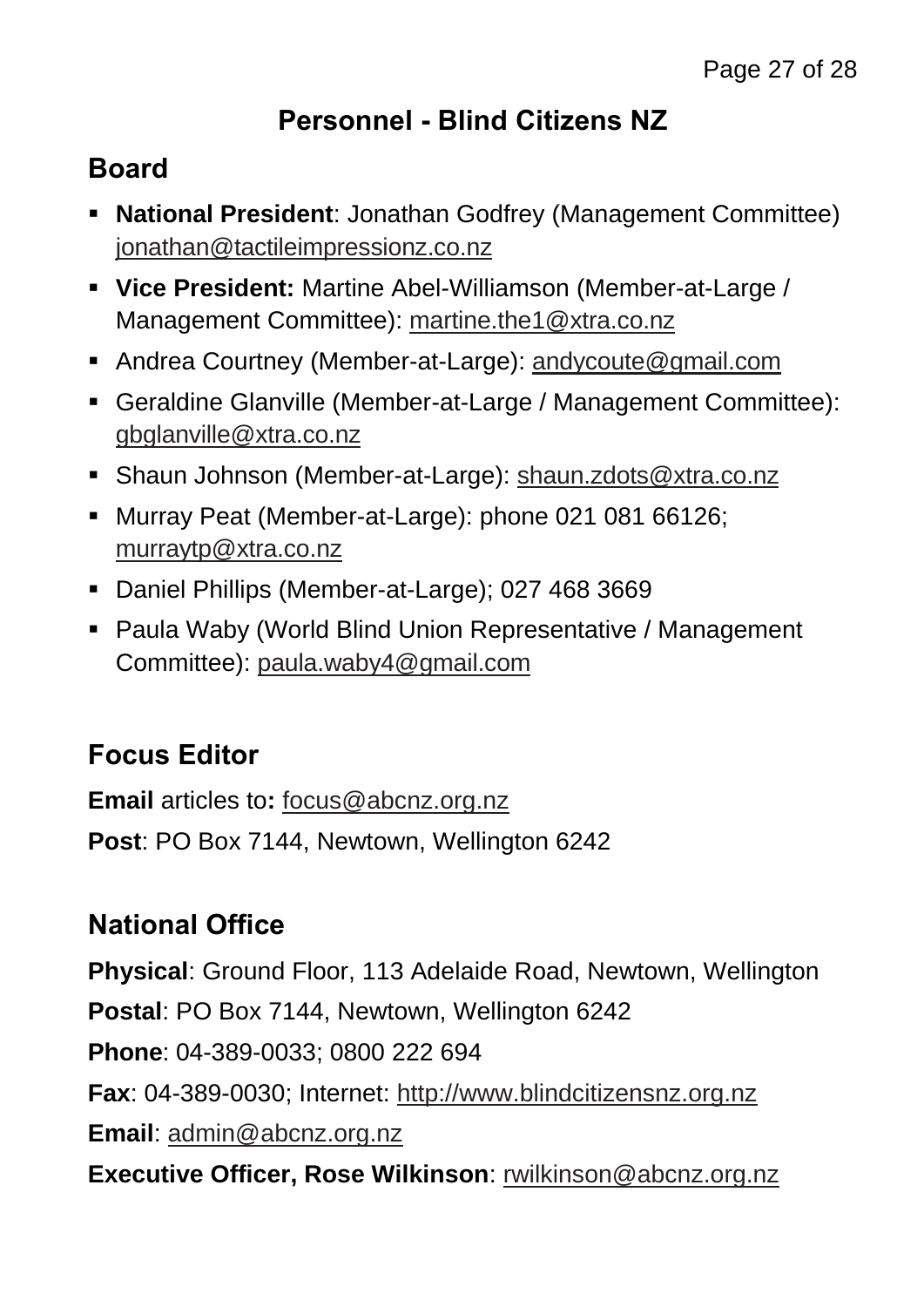# Personnel - Blind Citizens NZ

## Board

- **National President**: Jonathan Godfrey (Management Committee) jonathan@tactileimpressionz.co.nz
- **Vice President:** Martine Abel-Williamson (Member-at-Large / Management Committee): martine.the1@xtra.co.nz
- Andrea Courtney (Member-at-Large): andycoute@gmail.com
- Geraldine Glanville (Member-at-Large / Management Committee): gbglanville@xtra.co.nz
- Shaun Johnson (Member-at-Large): shaun.zdots@xtra.co.nz
- Murray Peat (Member-at-Large): phone 021 081 66126; murraytp@xtra.co.nz
- Daniel Phillips (Member-at-Large); 027 468 3669
- Paula Waby (World Blind Union Representative / Management Committee): paula.waby4@gmail.com

## Focus Editor

**Email** articles to**:** focus@abcnz.org.nz

**Post**: PO Box 7144, Newtown, Wellington 6242

## National Office

**Physical**: Ground Floor, 113 Adelaide Road, Newtown, Wellington

**Postal**: PO Box 7144, Newtown, Wellington 6242

**Phone**: 04-389-0033; 0800 222 694

**Fax**: 04-389-0030; Internet: http://www.blindcitizensnz.org.nz

**Email**: admin@abcnz.org.nz

**Executive Officer, Rose Wilkinson**: rwilkinson@abcnz.org.nz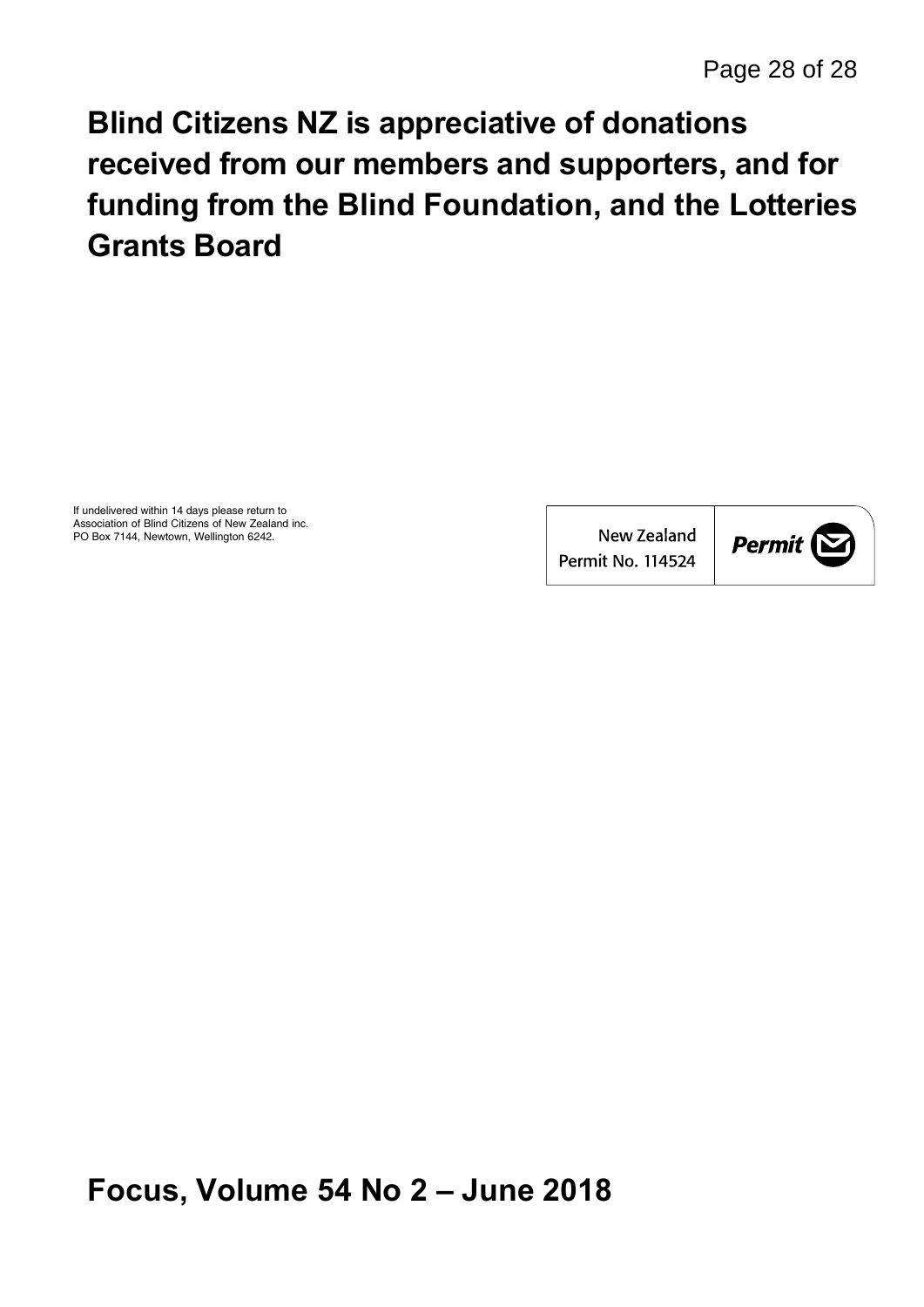**Blind Citizens NZ is appreciative of donations received from our members and supporters, and for funding from the Blind Foundation, and the Lotteries Grants Board**

If undelivered within 14 days please return to
Association of Blind Citizens of New Zealand inc.
PO Box 7144, Newtown, Wellington 6242.

New Zealand
Permit No. 114524

Permit

**Focus, Volume 54 No 2 – June 2018**